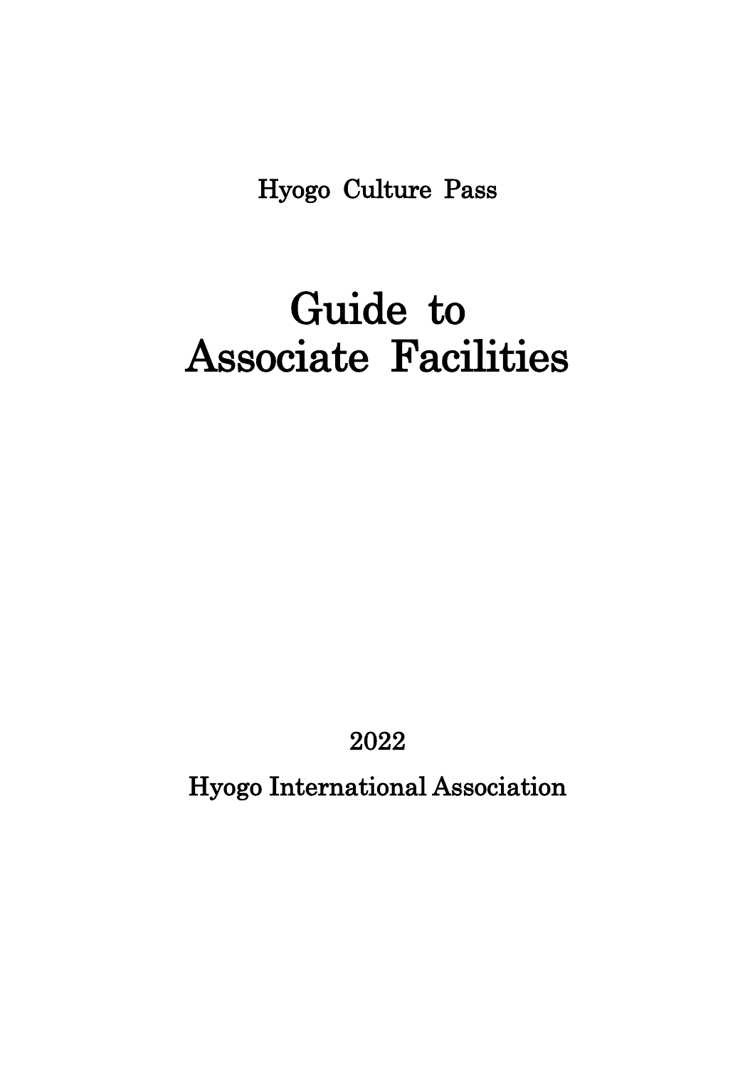Hyogo Culture Pass

# Guide to Associate Facilities

2022

Hyogo International Association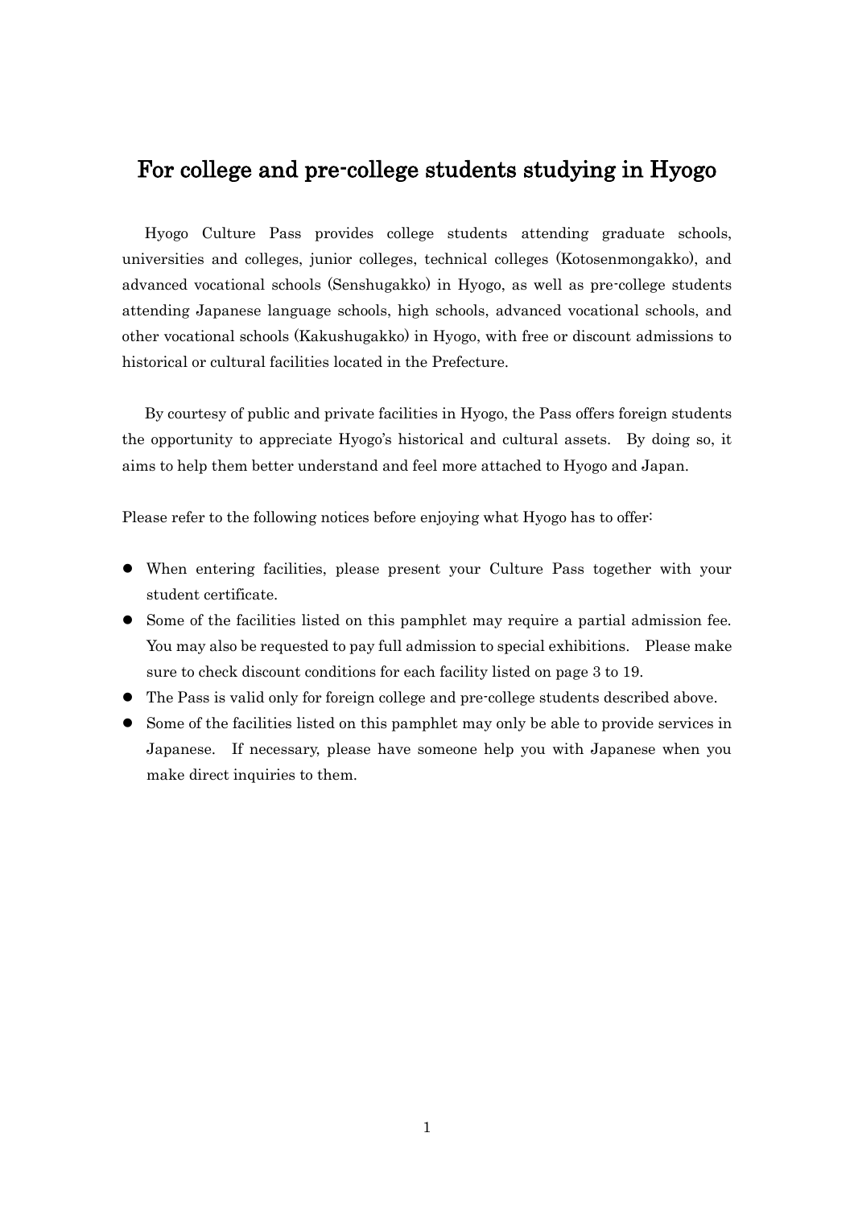# For college and pre-college students studying in Hyogo

Hyogo Culture Pass provides college students attending graduate schools, universities and colleges, junior colleges, technical colleges (Kotosenmongakko), and advanced vocational schools (Senshugakko) in Hyogo, as well as pre-college students attending Japanese language schools, high schools, advanced vocational schools, and other vocational schools (Kakushugakko) in Hyogo, with free or discount admissions to historical or cultural facilities located in the Prefecture.

By courtesy of public and private facilities in Hyogo, the Pass offers foreign students the opportunity to appreciate Hyogo's historical and cultural assets. By doing so, it aims to help them better understand and feel more attached to Hyogo and Japan.

Please refer to the following notices before enjoying what Hyogo has to offer:

- When entering facilities, please present your Culture Pass together with your student certificate.
- Some of the facilities listed on this pamphlet may require a partial admission fee. You may also be requested to pay full admission to special exhibitions. Please make sure to check discount conditions for each facility listed on page 3 to 19.
- The Pass is valid only for foreign college and pre-college students described above.
- Some of the facilities listed on this pamphlet may only be able to provide services in Japanese. If necessary, please have someone help you with Japanese when you make direct inquiries to them.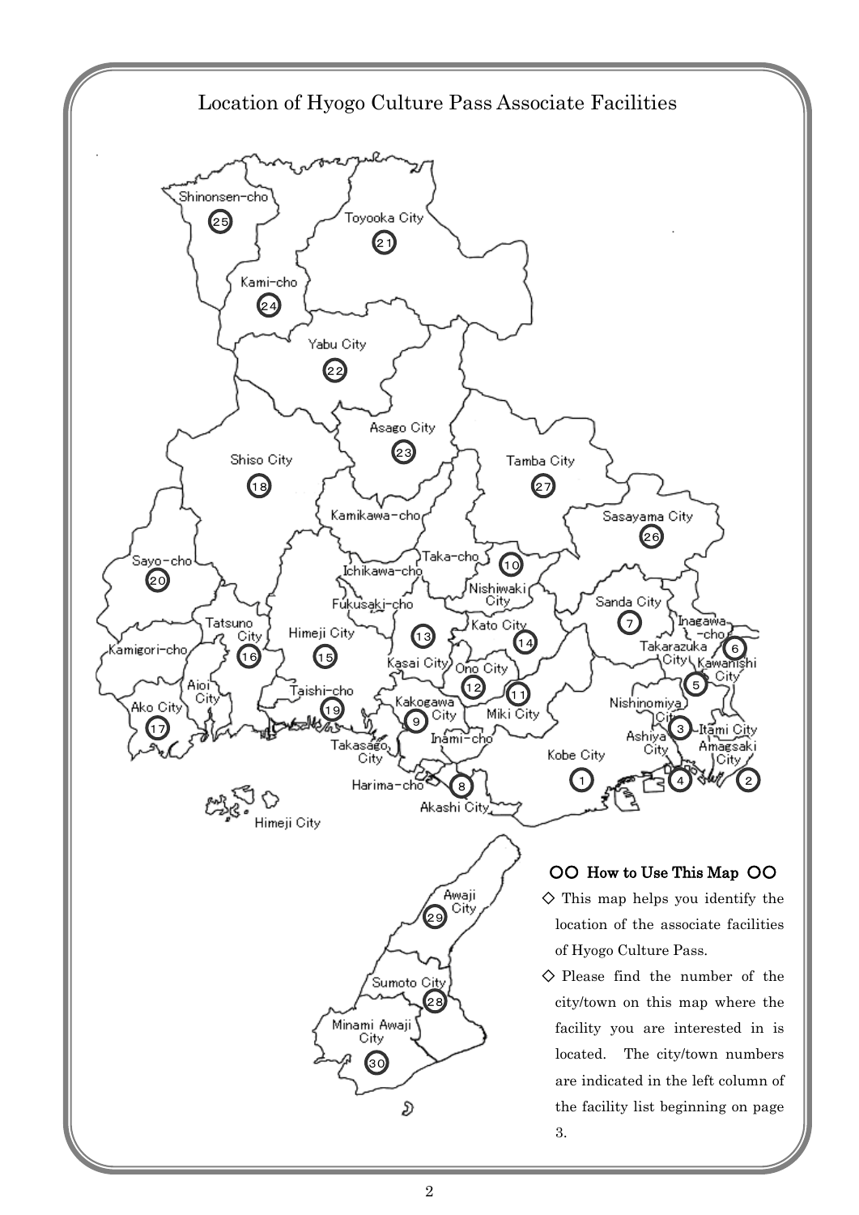# Location of Hyogo Culture Pass Associate Facilities

Shinonsen-cho 25
Toyooka City 21
Kami-cho 24
Yabu City 22
Asago City 23
Shiso City 18
Tamba City 27
Sasayama City 26
Kamikawa-cho
Sayo-cho 20
Taka-cho 10
Ichikawa-cho
Nishiwaki City
Fukusaki-cho
Sanda City 7
Tatsuno City 16
Himeji City 15
Kato City 14
13
Inagawa-cho
Takarazuka City 6
Kamigori-cho
Kasai City
Ono City 12
Kawanishi City 5
Aioi City
Taishi-cho 19
11
Ako City 17
Kakogawa City 9
Miki City
Nishinomiya City 3
Itami City
Inami-cho
Ashiya City
Amagsaki City
Takasago City
Kobe City 1
4
2
Harima-cho 8
Akashi City
Himeji City
Awaji City 29
Sumoto City 28
Minami Awaji City 30

## ○○ How to Use This Map ○○

◇ This map helps you identify the location of the associate facilities of Hyogo Culture Pass.

◇ Please find the number of the city/town on this map where the facility you are interested in is located. The city/town numbers are indicated in the left column of the facility list beginning on page 3.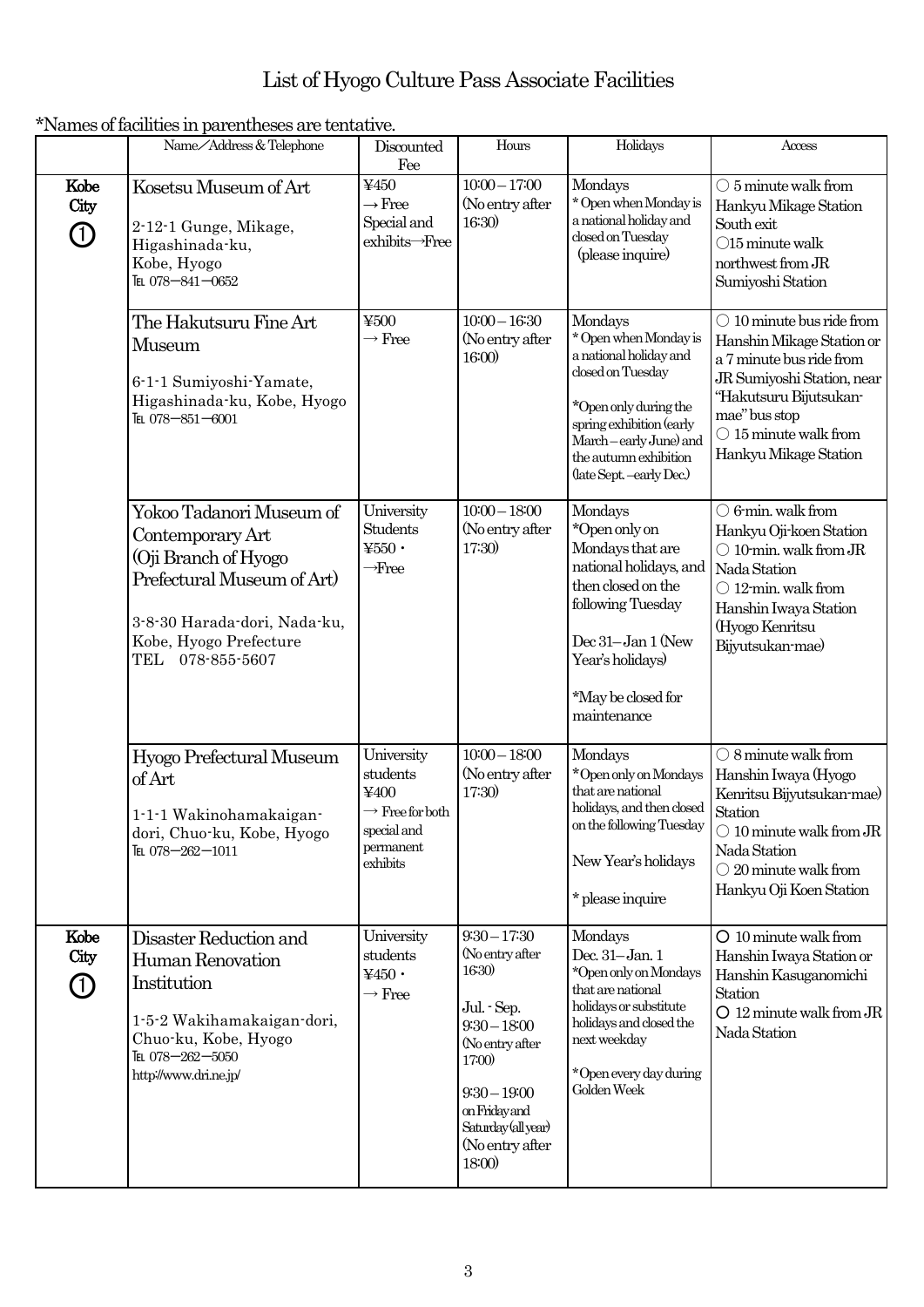# List of Hyogo Culture Pass Associate Facilities

*Names of facilities in parentheses are tentative.

| | Name／Address & Telephone | Discounted Fee | Hours | Holidays | Access |
|---|---|---|---|---|---|
| Kobe City ① | Kosetsu Museum of Art<br><br>2-12-1 Gunge, Mikage, Higashinada-ku, Kobe, Hyogo<br>TEL 078－841－0652 | ¥450<br>→ Free<br>Special and exhibits→Free | 10:00 – 17:00<br>(No entry after 16:30) | Mondays<br>* Open when Monday is a national holiday and closed on Tuesday<br>(please inquire) | ○ 5 minute walk from Hankyu Mikage Station South exit<br>○15 minute walk northwest from JR Sumiyoshi Station |
| | The Hakutsuru Fine Art Museum<br><br>6-1-1 Sumiyoshi-Yamate, Higashinada-ku, Kobe, Hyogo<br>TEL 078－851－6001 | ¥500<br>→ Free | 10:00 – 16:30<br>(No entry after 16:00) | Mondays<br>* Open when Monday is a national holiday and closed on Tuesday<br><br>*Open only during the spring exhibition (early March – early June) and the autumn exhibition (late Sept. –early Dec.) | ○ 10 minute bus ride from Hanshin Mikage Station or a 7 minute bus ride from JR Sumiyoshi Station, near "Hakutsuru Bijutsukan-mae" bus stop<br>○ 15 minute walk from Hankyu Mikage Station |
| | Yokoo Tadanori Museum of Contemporary Art (Oji Branch of Hyogo Prefectural Museum of Art)<br><br>3-8-30 Harada-dori, Nada-ku, Kobe, Hyogo Prefecture<br>TEL 078-855-5607 | University Students<br>¥550・<br>→Free | 10:00 – 18:00<br>(No entry after 17:30) | Mondays<br>*Open only on Mondays that are national holidays, and then closed on the following Tuesday<br><br>Dec 31– Jan 1 (New Year's holidays)<br><br>*May be closed for maintenance | ○ 6-min. walk from Hankyu Oji-koen Station<br>○ 10-min. walk from JR Nada Station<br>○ 12-min. walk from Hanshin Iwaya Station (Hyogo Kenritsu Bijyutsukan-mae) |
| | Hyogo Prefectural Museum of Art<br><br>1-1-1 Wakinohamakaigan-dori, Chuo-ku, Kobe, Hyogo<br>TEL 078－262－1011 | University students<br>¥400<br>→ Free for both special and permanent exhibits | 10:00 – 18:00<br>(No entry after 17:30) | Mondays<br>*Open only on Mondays that are national holidays, and then closed on the following Tuesday<br><br>New Year's holidays<br><br>* please inquire | ○ 8 minute walk from Hanshin Iwaya (Hyogo Kenritsu Bijyutsukan-mae) Station<br>○ 10 minute walk from JR Nada Station<br>○ 20 minute walk from Hankyu Oji Koen Station |
| Kobe City ① | Disaster Reduction and Human Renovation Institution<br><br>1-5-2 Wakihamakaigan-dori, Chuo-ku, Kobe, Hyogo<br>TEL 078－262－5050<br>http://www.dri.ne.jp/ | University students<br>¥450・<br>→ Free | 9:30 – 17:30<br>(No entry after 16:30)<br><br>Jul. - Sep.<br>9:30 – 18:00<br>(No entry after 17:00)<br><br>9:30 – 19:00 on Friday and Saturday (all year)<br>(No entry after 18:00) | Mondays<br>Dec. 31– Jan. 1<br>*Open only on Mondays that are national holidays or substitute holidays and closed the next weekday<br><br>*Open every day during Golden Week | ○ 10 minute walk from Hanshin Iwaya Station or Hanshin Kasuganomichi Station<br>○ 12 minute walk from JR Nada Station |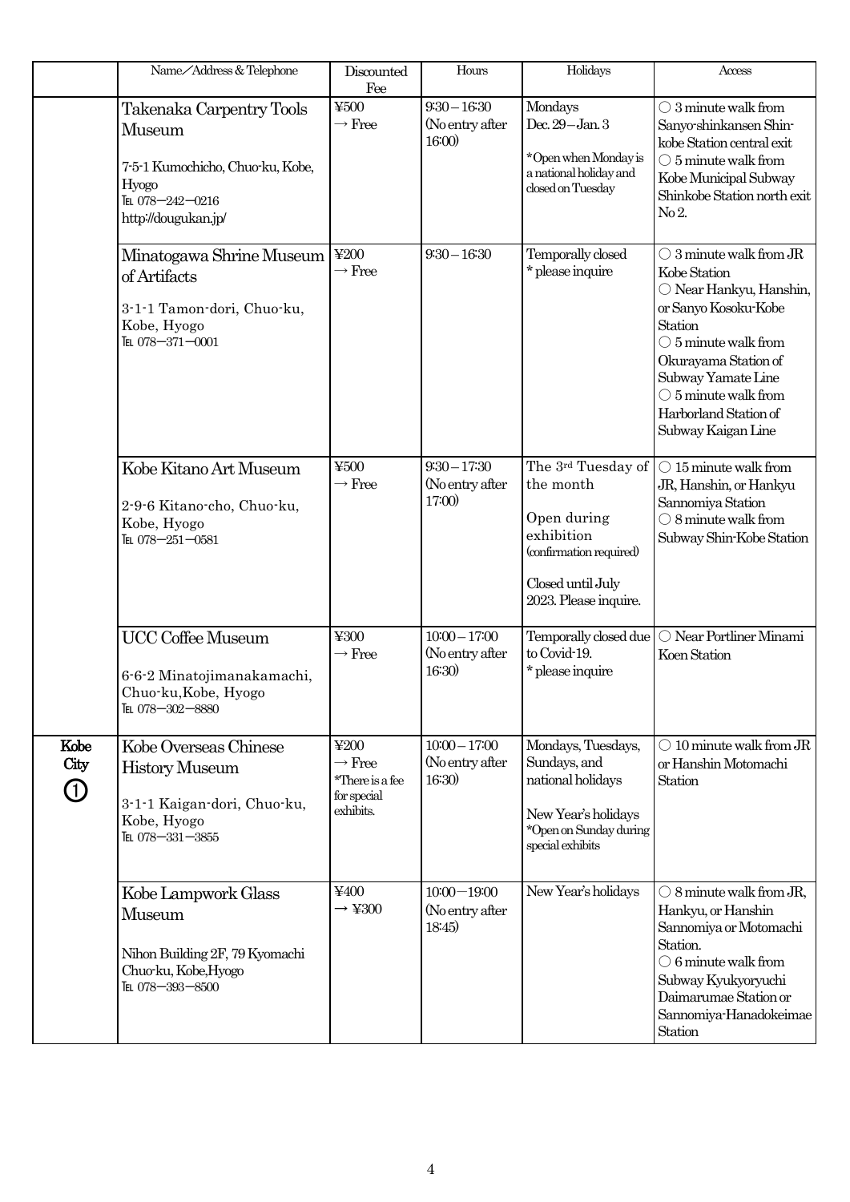| | Name／Address & Telephone | Discounted Fee | Hours | Holidays | Access |
|---|---|---|---|---|---|
| | Takenaka Carpentry Tools Museum<br><br>7-5-1 Kumochicho, Chuo-ku, Kobe, Hyogo<br>TEL 078－242－0216<br>http://dougukan.jp/ | ¥500<br>→ Free | 9:30－16:30<br>(No entry after 16:00) | Mondays<br>Dec. 29－Jan. 3<br><br>*Open when Monday is a national holiday and closed on Tuesday | ○ 3 minute walk from Sanyo-shinkansen Shin-kobe Station central exit<br>○ 5 minute walk from Kobe Municipal Subway Shinkobe Station north exit No 2. |
| | Minatogawa Shrine Museum of Artifacts<br><br>3-1-1 Tamon-dori, Chuo-ku, Kobe, Hyogo<br>TEL 078－371－0001 | ¥200<br>→ Free | 9:30－16:30 | Temporally closed<br>* please inquire | ○ 3 minute walk from JR Kobe Station<br>○ Near Hankyu, Hanshin, or Sanyo Kosoku-Kobe Station<br>○ 5 minute walk from Okurayama Station of Subway Yamate Line<br>○ 5 minute walk from Harborland Station of Subway Kaigan Line |
| | Kobe Kitano Art Museum<br><br>2-9-6 Kitano-cho, Chuo-ku, Kobe, Hyogo<br>TEL 078－251－0581 | ¥500<br>→ Free | 9:30－17:30<br>(No entry after 17:00) | The 3rd Tuesday of the month<br><br>Open during exhibition (confirmation required)<br><br>Closed until July 2023. Please inquire. | ○ 15 minute walk from JR, Hanshin, or Hankyu Sannomiya Station<br>○ 8 minute walk from Subway Shin-Kobe Station |
| | UCC Coffee Museum<br><br>6-6-2 Minatojimanakamachi, Chuo-ku,Kobe, Hyogo<br>TEL 078－302－8880 | ¥300<br>→ Free | 10:00－17:00<br>(No entry after 16:30) | Temporally closed due to Covid-19.<br>* please inquire | ○ Near Portliner Minami Koen Station |
| **Kobe City ①** | Kobe Overseas Chinese History Museum<br><br>3-1-1 Kaigan-dori, Chuo-ku, Kobe, Hyogo<br>TEL 078－331－3855 | ¥200<br>→ Free<br>*There is a fee for special exhibits. | 10:00－17:00<br>(No entry after 16:30) | Mondays, Tuesdays, Sundays, and national holidays<br><br>New Year's holidays<br>*Open on Sunday during special exhibits | ○ 10 minute walk from JR or Hanshin Motomachi Station |
| | Kobe Lampwork Glass Museum<br><br>Nihon Building 2F, 79 Kyomachi Chuo-ku, Kobe,Hyogo<br>TEL 078－393－8500 | ¥400<br>→ ¥300 | 10:00－19:00<br>(No entry after 18:45) | New Year's holidays | ○ 8 minute walk from JR, Hankyu, or Hanshin Sannomiya or Motomachi Station.<br>○ 6 minute walk from Subway Kyukyoryuchi Daimarumae Station or Sannomiya-Hanadokeimae Station |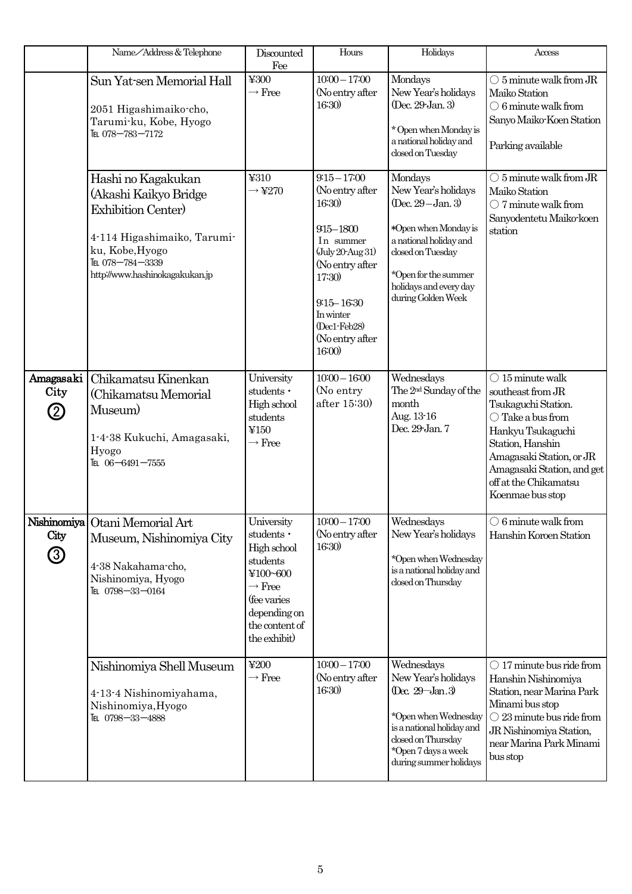| | Name／Address & Telephone | Discounted Fee | Hours | Holidays | Access |
|---|---|---|---|---|---|
| | Sun Yat-sen Memorial Hall<br><br>2051 Higashimaiko-cho, Tarumi-ku, Kobe, Hyogo<br>TEL 078－783－7172 | ¥300<br>→ Free | 10:00－17:00<br>(No entry after 16:30) | Mondays<br>New Year's holidays (Dec. 29-Jan. 3)<br><br>* Open when Monday is a national holiday and closed on Tuesday | ○ 5 minute walk from JR Maiko Station<br>○ 6 minute walk from Sanyo Maiko-Koen Station<br><br>Parking available |
| | Hashi no Kagakukan (Akashi Kaikyo Bridge Exhibition Center)<br><br>4-114 Higashimaiko, Tarumi-ku, Kobe,Hyogo<br>TEL 078－784－3339<br>http://www.hashinokagakukan.jp | ¥310<br>→ ¥270 | 9:15－17:00<br>(No entry after 16:30)<br><br>9:15–18:00<br>In summer (July 20-Aug 31)<br>(No entry after 17:30)<br><br>9:15–16:30<br>In winter (Dec1-Feb28)<br>(No entry after 16:00) | Mondays<br>New Year's holidays (Dec. 29－Jan. 3)<br><br>*Open when Monday is a national holiday and closed on Tuesday<br><br>*Open for the summer holidays and every day during Golden Week | ○ 5 minute walk from JR Maiko Station<br>○ 7 minute walk from Sanyodentetu Maiko-koen station |
| **Amagasaki City ②** | Chikamatsu Kinenkan (Chikamatsu Memorial Museum)<br><br>1-4-38 Kukuchi, Amagasaki, Hyogo<br>TEL 06－6491－7555 | University students・High school students<br>¥150<br>→ Free | 10:00－16:00<br>(No entry after 15:30) | Wednesdays<br>The 2nd Sunday of the month<br>Aug. 13-16<br>Dec. 29-Jan. 7 | ○ 15 minute walk southeast from JR Tsukaguchi Station.<br>○ Take a bus from Hankyu Tsukaguchi Station, Hanshin Amagasaki Station, or JR Amagasaki Station, and get off at the Chikamatsu Koenmae bus stop |
| **Nishinomiya City ③** | Otani Memorial Art Museum, Nishinomiya City<br><br>4-38 Nakahama-cho, Nishinomiya, Hyogo<br>TEL 0798－33－0164 | University students・High school students<br>¥100~600<br>→ Free<br>(fee varies depending on the content of the exhibit) | 10:00－17:00<br>(No entry after 16:30) | Wednesdays<br>New Year's holidays<br><br>*Open when Wednesday is a national holiday and closed on Thursday | ○ 6 minute walk from Hanshin Koroen Station |
| | Nishinomiya Shell Museum<br><br>4-13-4 Nishinomiyahama, Nishinomiya,Hyogo<br>TEL 0798－33－4888 | ¥200<br>→ Free | 10:00－17:00<br>(No entry after 16:30) | Wednesdays<br>New Year's holidays (Dec. 29－Jan.3)<br><br>*Open when Wednesday is a national holiday and closed on Thursday<br>*Open 7 days a week during summer holidays | ○ 17 minute bus ride from Hanshin Nishinomiya Station, near Marina Park Minami bus stop<br>○ 23 minute bus ride from JR Nishinomiya Station, near Marina Park Minami bus stop |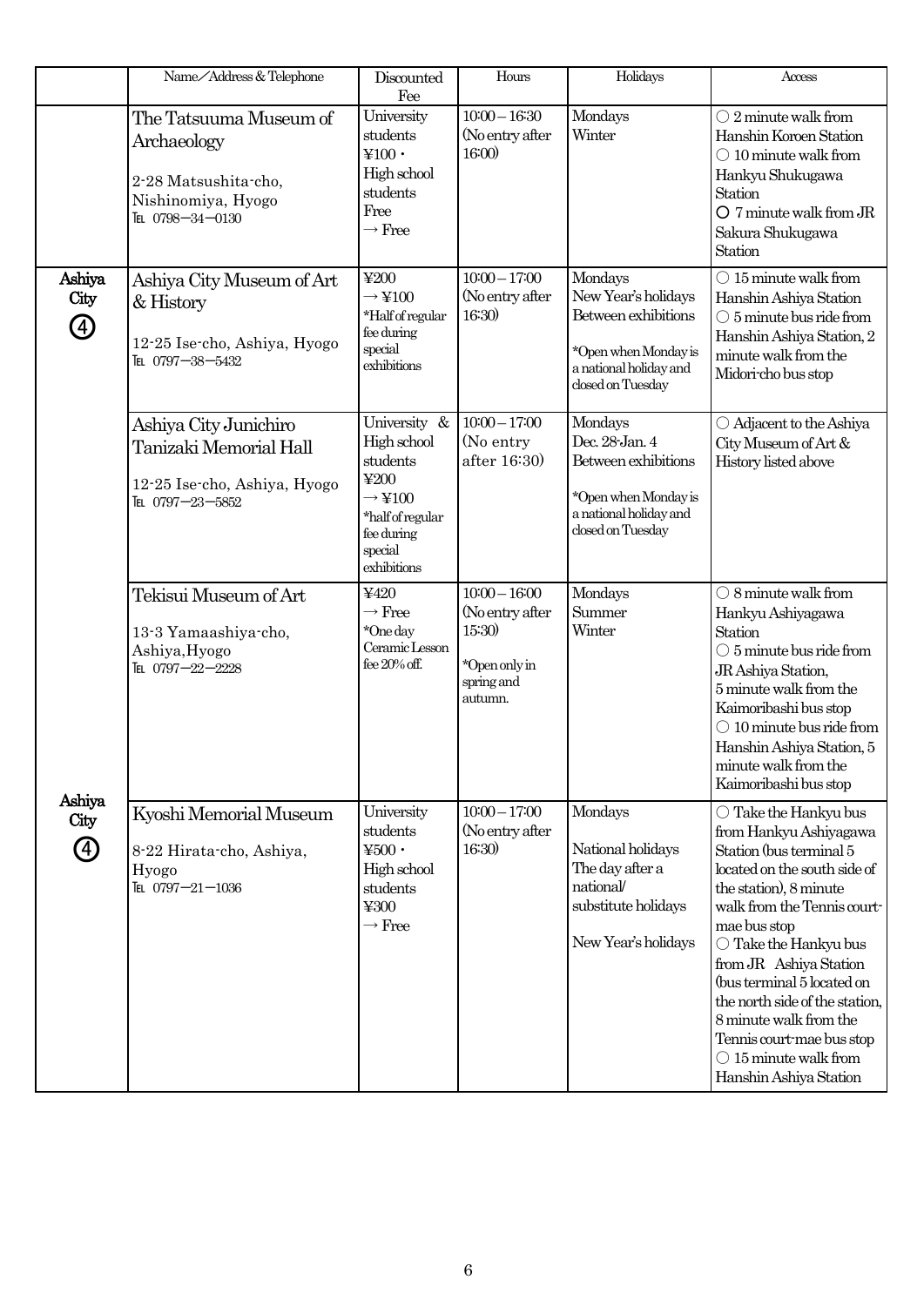|  | Name／Address & Telephone | Discounted Fee | Hours | Holidays | Access |
|---|---|---|---|---|---|
|  | The Tatsuuma Museum of Archaeology<br><br>2-28 Matsushita-cho, Nishinomiya, Hyogo<br>TEL 0798－34－0130 | University students ¥100・High school students Free<br>→ Free | 10:00 – 16:30 (No entry after 16:00) | Mondays<br>Winter | ○ 2 minute walk from Hanshin Koroen Station<br>○ 10 minute walk from Hankyu Shukugawa Station<br>○ 7 minute walk from JR Sakura Shukugawa Station |
| Ashiya City ④ | Ashiya City Museum of Art & History<br><br>12-25 Ise-cho, Ashiya, Hyogo<br>TEL 0797－38－5432 | ¥200<br>→ ¥100<br>*Half of regular fee during special exhibitions | 10:00 – 17:00 (No entry after 16:30) | Mondays<br>New Year's holidays<br>Between exhibitions<br><br>*Open when Monday is a national holiday and closed on Tuesday | ○ 15 minute walk from Hanshin Ashiya Station<br>○ 5 minute bus ride from Hanshin Ashiya Station, 2 minute walk from the Midori-cho bus stop |
|  | Ashiya City Junichiro Tanizaki Memorial Hall<br><br>12-25 Ise-cho, Ashiya, Hyogo<br>TEL 0797－23－5852 | University & High school students ¥200<br>→ ¥100<br>*half of regular fee during special exhibitions | 10:00 – 17:00 (No entry after 16:30) | Mondays<br>Dec. 28-Jan. 4<br>Between exhibitions<br><br>*Open when Monday is a national holiday and closed on Tuesday | ○ Adjacent to the Ashiya City Museum of Art & History listed above |
| Ashiya City ④ | Tekisui Museum of Art<br><br>13-3 Yamaashiya-cho, Ashiya, Hyogo<br>TEL 0797－22－2228 | ¥420<br>→ Free<br>*One day Ceramic Lesson fee 20% off. | 10:00 – 16:00 (No entry after 15:30)<br><br>*Open only in spring and autumn. | Mondays<br>Summer<br>Winter | ○ 8 minute walk from Hankyu Ashiyagawa Station<br>○ 5 minute bus ride from JR Ashiya Station, 5 minute walk from the Kaimoribashi bus stop<br>○ 10 minute bus ride from Hanshin Ashiya Station, 5 minute walk from the Kaimoribashi bus stop |
|  | Kyoshi Memorial Museum<br><br>8-22 Hirata-cho, Ashiya, Hyogo<br>TEL 0797－21－1036 | University students ¥500・High school students ¥300<br>→ Free | 10:00 – 17:00 (No entry after 16:30) | Mondays<br><br>National holidays<br>The day after a national/ substitute holidays<br><br>New Year's holidays | ○ Take the Hankyu bus from Hankyu Ashiyagawa Station (bus terminal 5 located on the south side of the station), 8 minute walk from the Tennis court-mae bus stop<br>○ Take the Hankyu bus from JR Ashiya Station (bus terminal 5 located on the north side of the station, 8 minute walk from the Tennis court-mae bus stop<br>○ 15 minute walk from Hanshin Ashiya Station |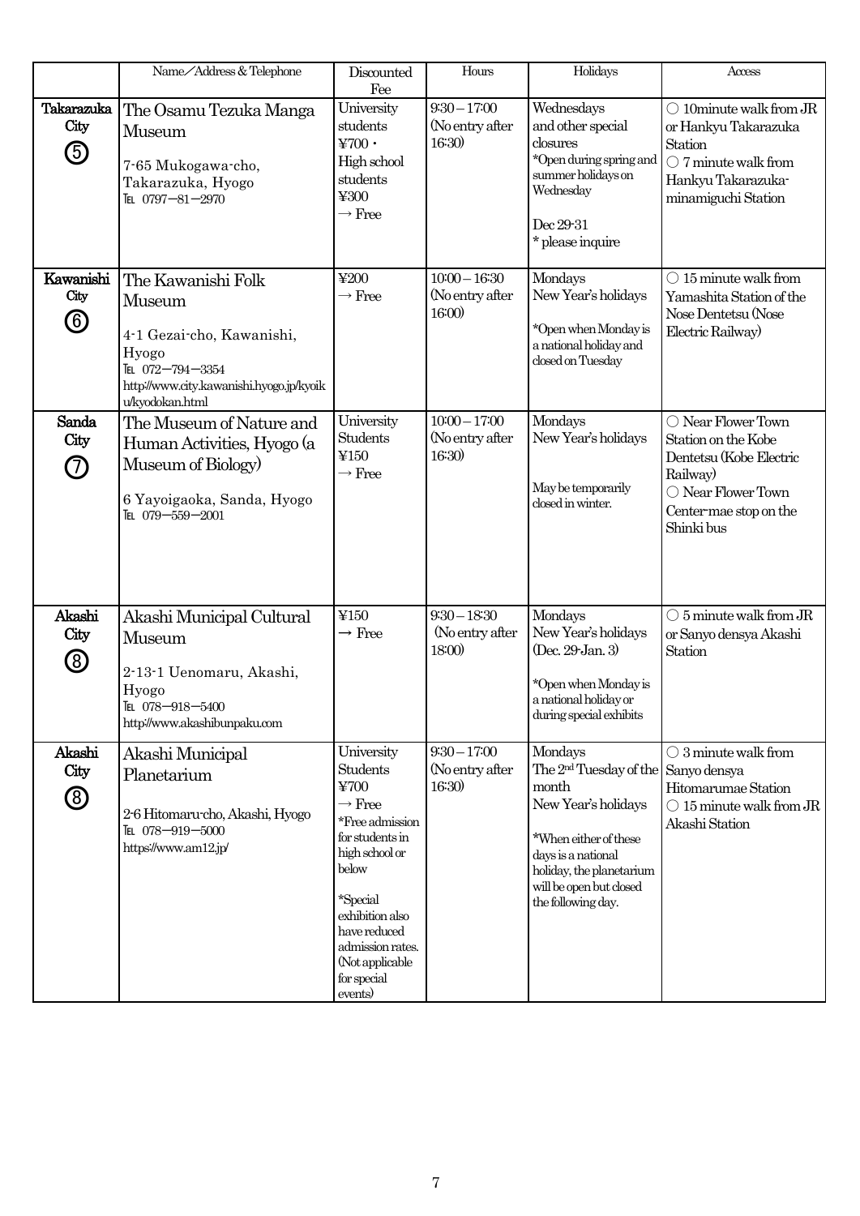| | Name／Address & Telephone | Discounted Fee | Hours | Holidays | Access |
|---|---|---|---|---|---|
| **Takarazuka City** ⑤ | The Osamu Tezuka Manga Museum<br><br>7-65 Mukogawa-cho, Takarazuka, Hyogo<br>TEL 0797－81－2970 | University students ¥700・High school students ¥300 → Free | 9:30 – 17:00 (No entry after 16:30) | Wednesdays and other special closures<br>*Open during spring and summer holidays on Wednesday<br><br>Dec 29-31<br>* please inquire | ○ 10minute walk from JR or Hankyu Takarazuka Station<br>○ 7 minute walk from Hankyu Takarazuka-minamiguchi Station |
| **Kawanishi City** ⑥ | The Kawanishi Folk Museum<br><br>4-1 Gezai-cho, Kawanishi, Hyogo<br>TEL 072－794－3354<br>http://www.city.kawanishi.hyogo.jp/kyoiku/kyodokan.html | ¥200 → Free | 10:00 – 16:30 (No entry after 16:00) | Mondays<br>New Year's holidays<br><br>*Open when Monday is a national holiday and closed on Tuesday | ○ 15 minute walk from Yamashita Station of the Nose Dentetsu (Nose Electric Railway) |
| **Sanda City** ⑦ | The Museum of Nature and Human Activities, Hyogo (a Museum of Biology)<br><br>6 Yayoigaoka, Sanda, Hyogo<br>TEL 079－559－2001 | University Students ¥150 → Free | 10:00 – 17:00 (No entry after 16:30) | Mondays<br>New Year's holidays<br><br>May be temporarily closed in winter. | ○ Near Flower Town Station on the Kobe Dentetsu (Kobe Electric Railway)<br>○ Near Flower Town Center-mae stop on the Shinki bus |
| **Akashi City** ⑧ | Akashi Municipal Cultural Museum<br><br>2-13-1 Uenomaru, Akashi, Hyogo<br>TEL 078－918－5400<br>http://www.akashibunpaku.com | ¥150 → Free | 9:30 – 18:30 (No entry after 18:00) | Mondays<br>New Year's holidays (Dec. 29-Jan. 3)<br><br>*Open when Monday is a national holiday or during special exhibits | ○ 5 minute walk from JR or Sanyo densya Akashi Station |
| **Akashi City** ⑧ | Akashi Municipal Planetarium<br><br>2-6 Hitomaru-cho, Akashi, Hyogo<br>TEL 078－919－5000<br>https://www.am12.jp/ | University Students ¥700 → Free<br>*Free admission for students in high school or below<br><br>*Special exhibition also have reduced admission rates. (Not applicable for special events) | 9:30 – 17:00 (No entry after 16:30) | Mondays<br>The 2nd Tuesday of the month<br>New Year's holidays<br><br>*When either of these days is a national holiday, the planetarium will be open but closed the following day. | ○ 3 minute walk from Sanyo densya Hitomarumae Station<br>○ 15 minute walk from JR Akashi Station |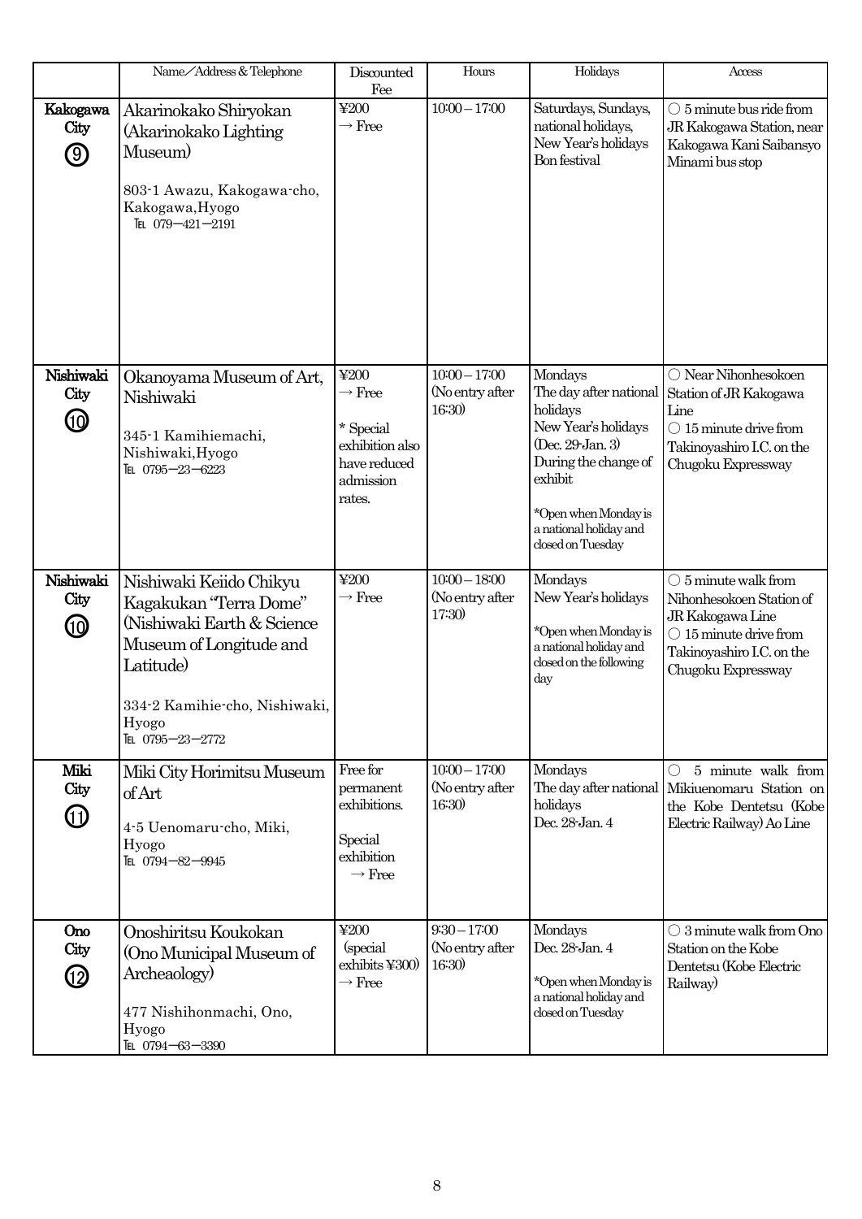|  | Name／Address & Telephone | Discounted Fee | Hours | Holidays | Access |
|---|---|---|---|---|---|
| Kakogawa City ⑨ | Akarinokako Shiryokan (Akarinokako Lighting Museum)<br><br>803-1 Awazu, Kakogawa-cho, Kakogawa,Hyogo<br>TEL 079－421－2191 | ¥200<br>→ Free | 10:00 – 17:00 | Saturdays, Sundays, national holidays, New Year's holidays Bon festival | ○ 5 minute bus ride from JR Kakogawa Station, near Kakogawa Kani Saibansyo Minami bus stop |
| Nishiwaki City ⑩ | Okanoyama Museum of Art, Nishiwaki<br><br>345-1 Kamihiemachi, Nishiwaki,Hyogo<br>TEL 0795－23－6223 | ¥200<br>→ Free<br><br>* Special exhibition also have reduced admission rates. | 10:00 – 17:00 (No entry after 16:30) | Mondays<br>The day after national holidays<br>New Year's holidays (Dec. 29-Jan. 3)<br>During the change of exhibit<br><br>*Open when Monday is a national holiday and closed on Tuesday | ○ Near Nihonhesokoen Station of JR Kakogawa Line<br>○ 15 minute drive from Takinoyashiro I.C. on the Chugoku Expressway |
| Nishiwaki City ⑩ | Nishiwaki Keiido Chikyu Kagakukan "Terra Dome" (Nishiwaki Earth & Science Museum of Longitude and Latitude)<br><br>334-2 Kamihie-cho, Nishiwaki, Hyogo<br>TEL 0795－23－2772 | ¥200<br>→ Free | 10:00 – 18:00 (No entry after 17:30) | Mondays<br>New Year's holidays<br><br>*Open when Monday is a national holiday and closed on the following day | ○ 5 minute walk from Nihonhesokoen Station of JR Kakogawa Line<br>○ 15 minute drive from Takinoyashiro I.C. on the Chugoku Expressway |
| Miki City ⑪ | Miki City Horimitsu Museum of Art<br><br>4-5 Uenomaru-cho, Miki, Hyogo<br>TEL 0794－82－9945 | Free for permanent exhibitions.<br><br>Special exhibition<br>→ Free | 10:00 – 17:00 (No entry after 16:30) | Mondays<br>The day after national holidays<br>Dec. 28-Jan. 4 | ○ 5 minute walk from Mikiuenomaru Station on the Kobe Dentetsu (Kobe Electric Railway) Ao Line |
| Ono City ⑫ | Onoshiritsu Koukokan (Ono Municipal Museum of Archeaology)<br><br>477 Nishihonmachi, Ono, Hyogo<br>TEL 0794－63－3390 | ¥200 (special exhibits ¥300)<br>→ Free | 9:30 – 17:00 (No entry after 16:30) | Mondays<br>Dec. 28-Jan. 4<br><br>*Open when Monday is a national holiday and closed on Tuesday | ○ 3 minute walk from Ono Station on the Kobe Dentetsu (Kobe Electric Railway) |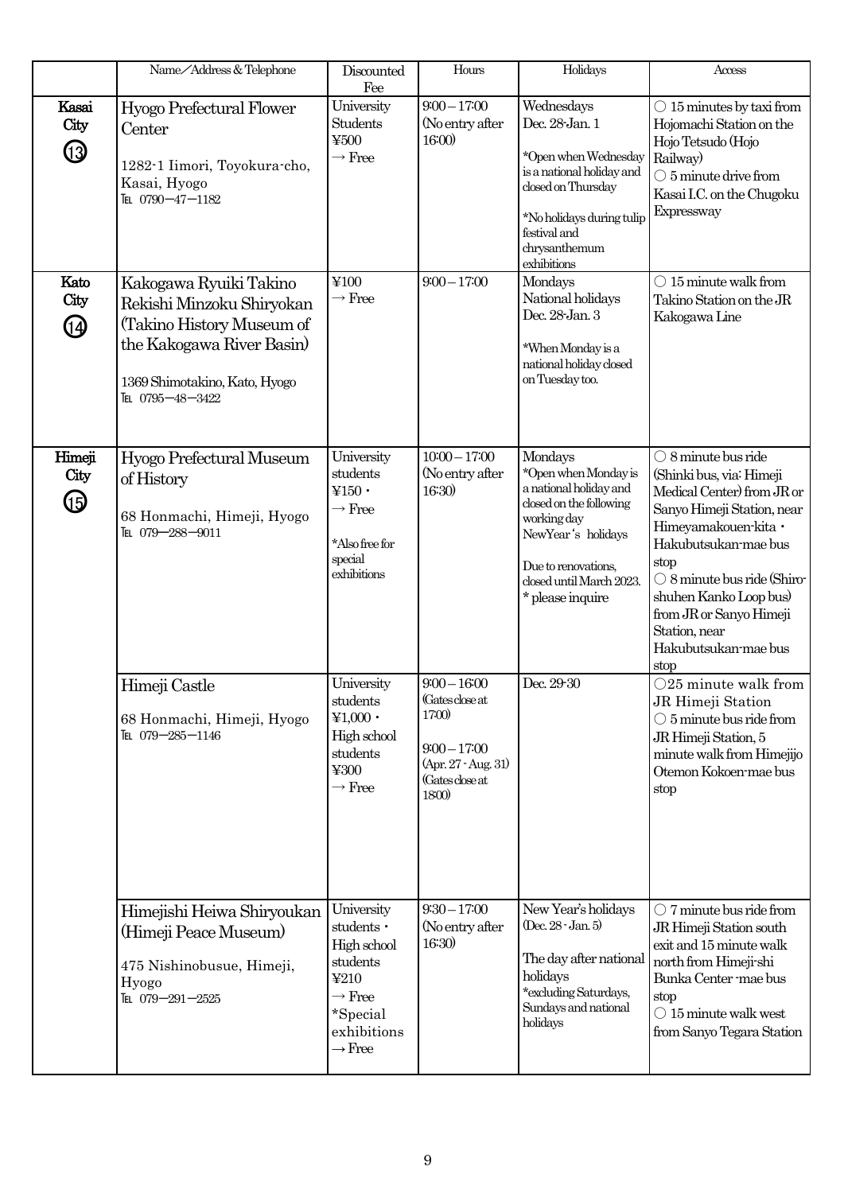|  | Name／Address & Telephone | Discounted Fee | Hours | Holidays | Access |
|---|---|---|---|---|---|
| Kasai City ⑬ | Hyogo Prefectural Flower Center<br><br>1282-1 Iimori, Toyokura-cho, Kasai, Hyogo<br>TEL 0790－47－1182 | University Students ¥500 → Free | 9:00－17:00 (No entry after 16:00) | Wednesdays<br>Dec. 28-Jan. 1<br><br>*Open when Wednesday is a national holiday and closed on Thursday<br><br>*No holidays during tulip festival and chrysanthemum exhibitions | ○ 15 minutes by taxi from Hojomachi Station on the Hojo Tetsudo (Hojo Railway)<br>○ 5 minute drive from Kasai I.C. on the Chugoku Expressway |
| Kato City ⑭ | Kakogawa Ryuiki Takino Rekishi Minzoku Shiryokan (Takino History Museum of the Kakogawa River Basin)<br><br>1369 Shimotakino, Kato, Hyogo<br>TEL 0795－48－3422 | ¥100 → Free | 9:00－17:00 | Mondays<br>National holidays<br>Dec. 28-Jan. 3<br><br>*When Monday is a national holiday closed on Tuesday too. | ○ 15 minute walk from Takino Station on the JR Kakogawa Line |
| Himeji City ⑮ | Hyogo Prefectural Museum of History<br><br>68 Honmachi, Himeji, Hyogo<br>TEL 079－288－9011 | University students ¥150・ → Free<br><br>*Also free for special exhibitions | 10:00－17:00 (No entry after 16:30) | Mondays<br>*Open when Monday is a national holiday and closed on the following working day<br>NewYear's holidays<br><br>Due to renovations, closed until March 2023.<br>* please inquire | ○ 8 minute bus ride (Shinki bus, via: Himeji Medical Center) from JR or Sanyo Himeji Station, near Himeyamakouen-kita・Hakubutsukan-mae bus stop<br>○ 8 minute bus ride (Shiro-shuhen Kanko Loop bus) from JR or Sanyo Himeji Station, near Hakubutsukan-mae bus stop |
|  | Himeji Castle<br><br>68 Honmachi, Himeji, Hyogo<br>TEL 079－285－1146 | University students ¥1,000・ High school students ¥300 → Free | 9:00－16:00 (Gates close at 17:00)<br><br>9:00－17:00 (Apr. 27 - Aug. 31) (Gates close at 18:00) | Dec. 29-30 | ○25 minute walk from JR Himeji Station<br>○ 5 minute bus ride from JR Himeji Station, 5 minute walk from Himejijo Otemon Kokoen-mae bus stop |
|  | Himejishi Heiwa Shiryoukan (Himeji Peace Museum)<br><br>475 Nishinobusue, Himeji, Hyogo<br>TEL 079－291－2525 | University students・ High school students ¥210 → Free<br>*Special exhibitions → Free | 9:30－17:00 (No entry after 16:30) | New Year's holidays (Dec. 28 - Jan. 5)<br><br>The day after national holidays<br>*excluding Saturdays, Sundays and national holidays | ○ 7 minute bus ride from JR Himeji Station south exit and 15 minute walk north from Himeji-shi Bunka Center -mae bus stop<br>○ 15 minute walk west from Sanyo Tegara Station |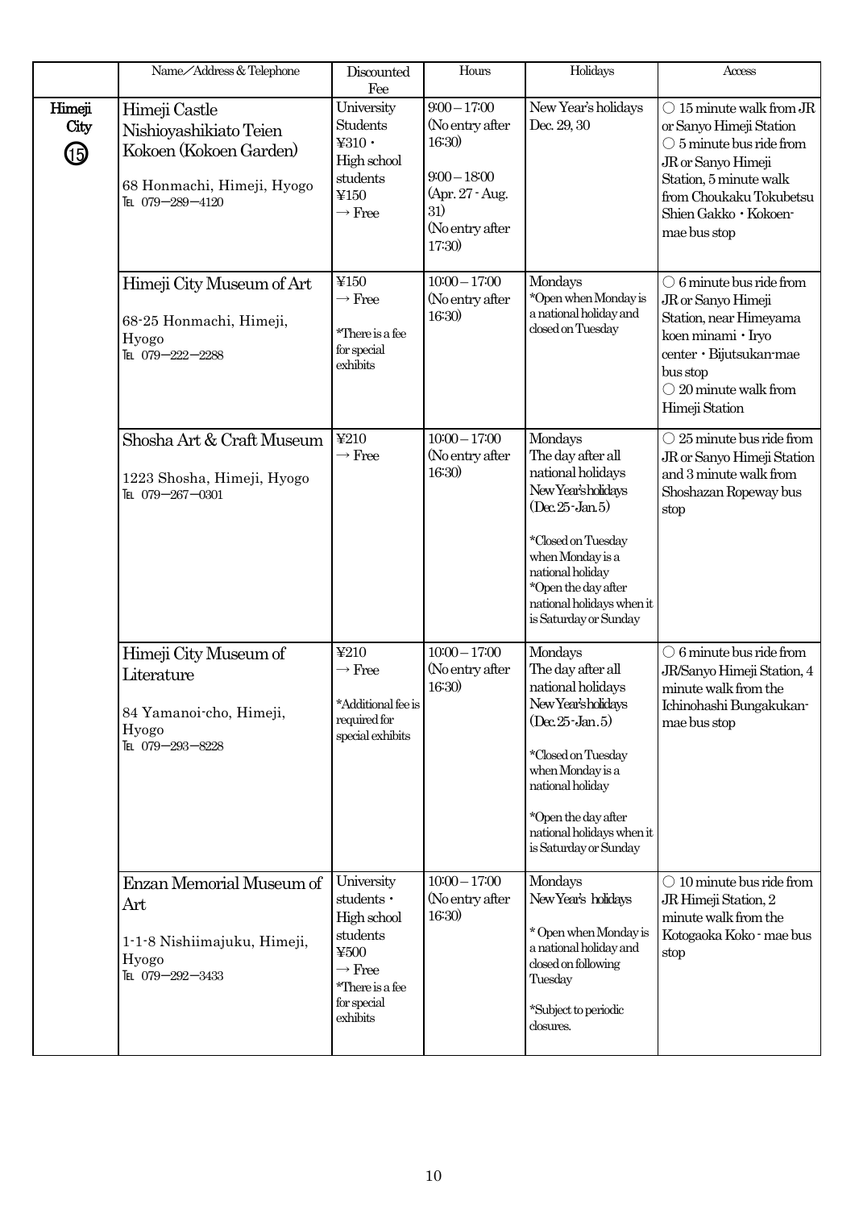|  | Name／Address & Telephone | Discounted Fee | Hours | Holidays | Access |
|---|---|---|---|---|---|
| Himeji City ⑮ | Himeji Castle Nishioyashikiato Teien Kokoen (Kokoen Garden)<br><br>68 Honmachi, Himeji, Hyogo<br>TEL 079－289－4120 | University Students ¥310・High school students ¥150 → Free | 9:00－17:00 (No entry after 16:30)<br><br>9:00－18:00 (Apr. 27 - Aug. 31) (No entry after 17:30) | New Year's holidays Dec. 29, 30 | ○ 15 minute walk from JR or Sanyo Himeji Station<br>○ 5 minute bus ride from JR or Sanyo Himeji Station, 5 minute walk from Choukaku Tokubetsu Shien Gakko・Kokoen-mae bus stop |
|  | Himeji City Museum of Art<br><br>68-25 Honmachi, Himeji, Hyogo<br>TEL 079－222－2288 | ¥150 → Free<br><br>*There is a fee for special exhibits | 10:00－17:00 (No entry after 16:30) | Mondays<br>*Open when Monday is a national holiday and closed on Tuesday | ○ 6 minute bus ride from JR or Sanyo Himeji Station, near Himeyama koen minami・Iryo center・Bijutsukan-mae bus stop<br>○ 20 minute walk from Himeji Station |
|  | Shosha Art & Craft Museum<br><br>1223 Shosha, Himeji, Hyogo<br>TEL 079－267－0301 | ¥210 → Free | 10:00－17:00 (No entry after 16:30) | Mondays<br>The day after all national holidays<br>New Year's holidays (Dec. 25 - Jan. 5)<br><br>*Closed on Tuesday when Monday is a national holiday<br>*Open the day after national holidays when it is Saturday or Sunday | ○ 25 minute bus ride from JR or Sanyo Himeji Station and 3 minute walk from Shoshazan Ropeway bus stop |
|  | Himeji City Museum of Literature<br><br>84 Yamanoi-cho, Himeji, Hyogo<br>TEL 079－293－8228 | ¥210 → Free<br><br>*Additional fee is required for special exhibits | 10:00－17:00 (No entry after 16:30) | Mondays<br>The day after all national holidays<br>New Year's holidays (Dec. 25 - Jan. 5)<br><br>*Closed on Tuesday when Monday is a national holiday<br><br>*Open the day after national holidays when it is Saturday or Sunday | ○ 6 minute bus ride from JR/Sanyo Himeji Station, 4 minute walk from the Ichinohashi Bungakukan-mae bus stop |
|  | Enzan Memorial Museum of Art<br><br>1-1-8 Nishiimajuku, Himeji, Hyogo<br>TEL 079－292－3433 | University students・High school students ¥500 → Free<br>*There is a fee for special exhibits | 10:00－17:00 (No entry after 16:30) | Mondays<br>New Year's holidays<br><br>* Open when Monday is a national holiday and closed on following Tuesday<br><br>*Subject to periodic closures. | ○ 10 minute bus ride from JR Himeji Station, 2 minute walk from the Kotogaoka Koko - mae bus stop |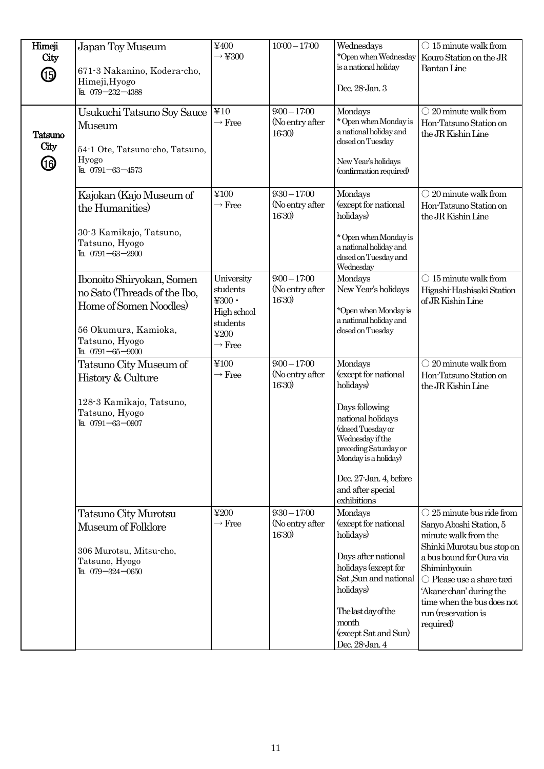| Himeji City ⑮ | Japan Toy Museum<br><br>671-3 Nakanino, Kodera-cho, Himeji,Hyogo<br>TEL 079−232−4388 | ¥400<br>→ ¥300 | 10:00 – 17:00 | Wednesdays<br>*Open when Wednesday is a national holiday<br><br>Dec. 28-Jan. 3 | ○ 15 minute walk from Kouro Station on the JR Bantan Line |
|---|---|---|---|---|---|
| Tatsuno City ⑯ | Usukuchi Tatsuno Soy Sauce Museum<br><br>54-1 Ote, Tatsuno-cho, Tatsuno, Hyogo<br>TEL 0791−63−4573 | ¥10<br>→ Free | 9:00 – 17:00<br>(No entry after 16:30) | Mondays<br>* Open when Monday is a national holiday and closed on Tuesday<br><br>New Year's holidays (confirmation required) | ○ 20 minute walk from Hon-Tatsuno Station on the JR Kishin Line |
| | Kajokan (Kajo Museum of the Humanities)<br><br>30-3 Kamikajo, Tatsuno, Tatsuno, Hyogo<br>TEL 0791−63−2900 | ¥100<br>→ Free | 9:30 – 17:00<br>(No entry after 16:30) | Mondays (except for national holidays)<br><br>* Open when Monday is a national holiday and closed on Tuesday and Wednesday | ○ 20 minute walk from Hon-Tatsuno Station on the JR Kishin Line |
| | Ibonoito Shiryokan, Somen no Sato (Threads of the Ibo, Home of Somen Noodles)<br><br>56 Okumura, Kamioka, Tatsuno, Hyogo<br>TEL 0791−65−9000 | University students ¥300・<br>High school students ¥200<br>→ Free | 9:00 – 17:00<br>(No entry after 16:30) | Mondays<br>New Year's holidays<br><br>*Open when Monday is a national holiday and closed on Tuesday | ○ 15 minute walk from Higashi-Hashisaki Station of JR Kishin Line |
| | Tatsuno City Museum of History & Culture<br><br>128-3 Kamikajo, Tatsuno, Tatsuno, Hyogo<br>TEL 0791−63−0907 | ¥100<br>→ Free | 9:00 – 17:00<br>(No entry after 16:30) | Mondays (except for national holidays)<br><br>Days following national holidays (closed Tuesday or Wednesday if the preceding Saturday or Monday is a holiday)<br><br>Dec. 27-Jan. 4, before and after special exhibitions | ○ 20 minute walk from Hon-Tatsuno Station on the JR Kishin Line |
| | Tatsuno City Murotsu Museum of Folklore<br><br>306 Murotsu, Mitsu-cho, Tatsuno, Hyogo<br>TEL 079−324−0650 | ¥200<br>→ Free | 9:30 – 17:00<br>(No entry after 16:30) | Mondays (except for national holidays)<br><br>Days after national holidays (except for Sat ,Sun and national holidays)<br><br>The last day of the month (except Sat and Sun)<br>Dec. 28-Jan. 4 | ○ 25 minute bus ride from Sanyo Aboshi Station, 5 minute walk from the Shinki Murotsu bus stop on a bus bound for Oura via Shiminbyouin<br>○ Please use a share taxi 'Akane-chan' during the time when the bus does not run (reservation is required) |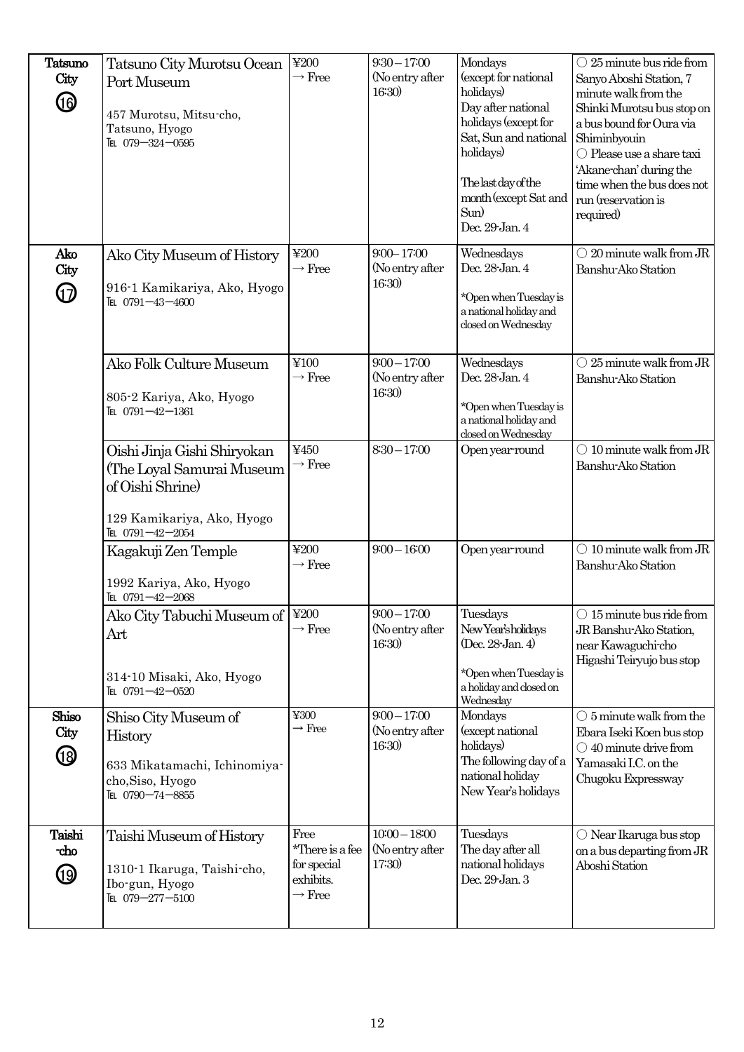| | | | | | |
|---|---|---|---|---|---|
| Tatsuno City ⑯ | Tatsuno City Murotsu Ocean Port Museum<br><br>457 Murotsu, Mitsu-cho, Tatsuno, Hyogo<br>TEL 079−324−0595 | ¥200<br>→ Free | 9:30 – 17:00<br>(No entry after 16:30) | Mondays (except for national holidays)<br>Day after national holidays (except for Sat, Sun and national holidays)<br><br>The last day of the month (except Sat and Sun)<br>Dec. 29-Jan. 4 | ○ 25 minute bus ride from Sanyo Aboshi Station, 7 minute walk from the Shinki Murotsu bus stop on a bus bound for Oura via Shiminbyouin<br>○ Please use a share taxi 'Akane-chan' during the time when the bus does not run (reservation is required) |
| Ako City ⑰ | Ako City Museum of History<br><br>916-1 Kamikariya, Ako, Hyogo<br>TEL 0791−43−4600 | ¥200<br>→ Free | 9:00– 17:00<br>(No entry after 16:30) | Wednesdays<br>Dec. 28-Jan. 4<br><br>*Open when Tuesday is a national holiday and closed on Wednesday | ○ 20 minute walk from JR Banshu-Ako Station |
| | Ako Folk Culture Museum<br><br>805-2 Kariya, Ako, Hyogo<br>TEL 0791−42−1361 | ¥100<br>→ Free | 9:00 – 17:00<br>(No entry after 16:30) | Wednesdays<br>Dec. 28-Jan. 4<br><br>*Open when Tuesday is a national holiday and closed on Wednesday | ○ 25 minute walk from JR Banshu-Ako Station |
| | Oishi Jinja Gishi Shiryokan (The Loyal Samurai Museum of Oishi Shrine)<br><br>129 Kamikariya, Ako, Hyogo<br>TEL 0791−42−2054 | ¥450<br>→ Free | 8:30 – 17:00 | Open year-round | ○ 10 minute walk from JR Banshu-Ako Station |
| | Kagakuji Zen Temple<br><br>1992 Kariya, Ako, Hyogo<br>TEL 0791−42−2068 | ¥200<br>→ Free | 9:00 – 16:00 | Open year-round | ○ 10 minute walk from JR Banshu-Ako Station |
| | Ako City Tabuchi Museum of Art<br><br>314-10 Misaki, Ako, Hyogo<br>TEL 0791−42−0520 | ¥200<br>→ Free | 9:00 – 17:00<br>(No entry after 16:30) | Tuesdays<br>New Year's holidays (Dec. 28-Jan. 4)<br><br>*Open when Tuesday is a holiday and closed on Wednesday | ○ 15 minute bus ride from JR Banshu-Ako Station, near Kawaguchi-cho Higashi Teiryujo bus stop |
| Shiso City ⑱ | Shiso City Museum of History<br><br>633 Mikatamachi, Ichinomiya-cho,Siso, Hyogo<br>TEL 0790−74−8855 | ¥300<br>→ Free | 9:00 – 17:00<br>(No entry after 16:30) | Mondays (except national holidays)<br>The following day of a national holiday<br>New Year's holidays | ○ 5 minute walk from the Ebara Iseki Koen bus stop<br>○ 40 minute drive from Yamasaki I.C. on the Chugoku Expressway |
| Taishi -cho ⑲ | Taishi Museum of History<br><br>1310-1 Ikaruga, Taishi-cho, Ibo-gun, Hyogo<br>TEL 079−277−5100 | Free<br>*There is a fee for special exhibits.<br>→ Free | 10:00 – 18:00<br>(No entry after 17:30) | Tuesdays<br>The day after all national holidays<br>Dec. 29-Jan. 3 | ○ Near Ikaruga bus stop on a bus departing from JR Aboshi Station |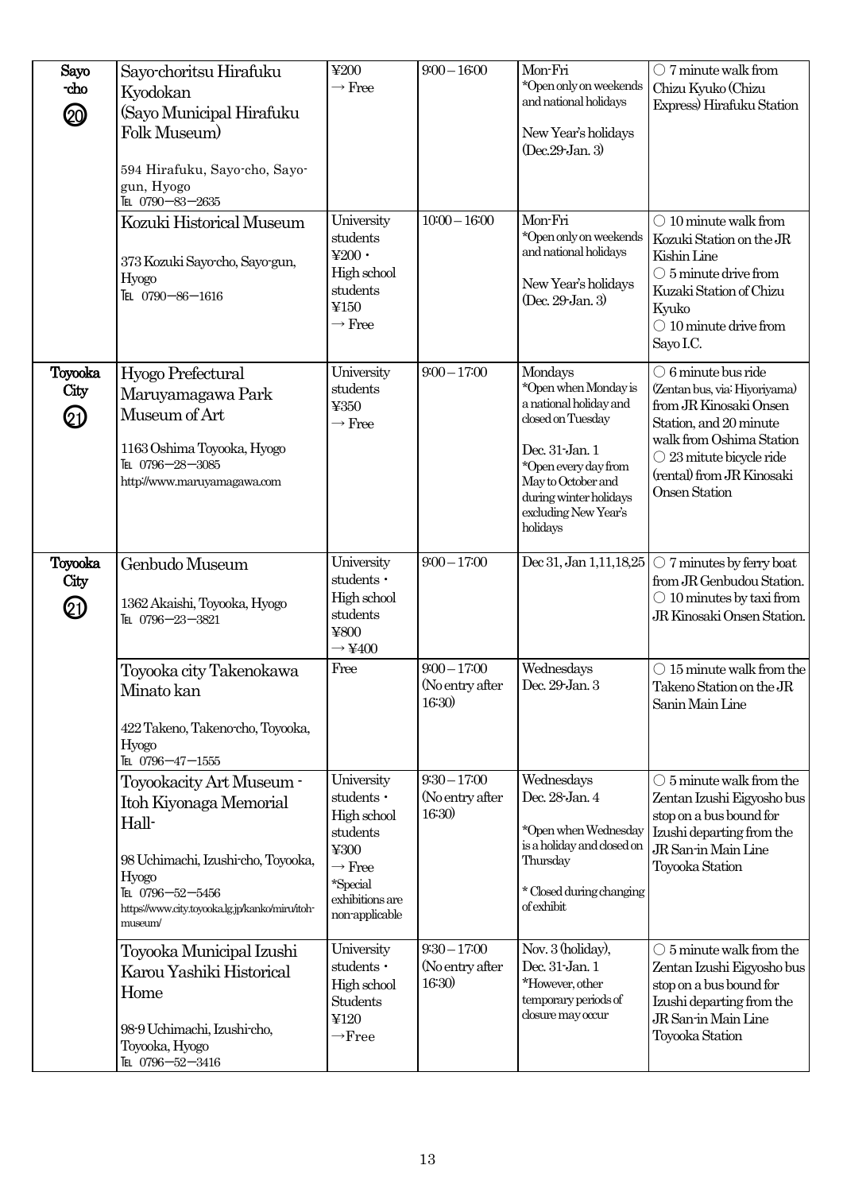| Sayo-cho ⑳ | Sayo-choritsu Hirafuku Kyodokan (Sayo Municipal Hirafuku Folk Museum)<br><br>594 Hirafuku, Sayo-cho, Sayo-gun, Hyogo<br>TEL 0790−83−2635 | ¥200<br>→ Free | 9:00 – 16:00 | Mon-Fri<br>*Open only on weekends and national holidays<br><br>New Year's holidays (Dec.29-Jan. 3) | ○ 7 minute walk from Chizu Kyuko (Chizu Express) Hirafuku Station |
|---|---|---|---|---|---|
| | Kozuki Historical Museum<br><br>373 Kozuki Sayo-cho, Sayo-gun, Hyogo<br>TEL 0790−86−1616 | University students ¥200・High school students ¥150<br>→ Free | 10:00 – 16:00 | Mon-Fri<br>*Open only on weekends and national holidays<br><br>New Year's holidays (Dec. 29-Jan. 3) | ○ 10 minute walk from Kozuki Station on the JR Kishin Line<br>○ 5 minute drive from Kuzaki Station of Chizu Kyuko<br>○ 10 minute drive from Sayo I.C. |
| Toyooka City ㉑ | Hyogo Prefectural Maruyamagawa Park Museum of Art<br><br>1163 Oshima Toyooka, Hyogo<br>TEL 0796−28−3085<br>http://www.maruyamagawa.com | University students ¥350<br>→ Free | 9:00 – 17:00 | Mondays<br>*Open when Monday is a national holiday and closed on Tuesday<br><br>Dec. 31-Jan. 1<br>*Open every day from May to October and during winter holidays excluding New Year's holidays | ○ 6 minute bus ride (Zentan bus, via: Hiyoriyama) from JR Kinosaki Onsen Station, and 20 minute walk from Oshima Station<br>○ 23 mitute bicycle ride (rental) from JR Kinosaki Onsen Station |
| Toyooka City ㉑ | Genbudo Museum<br><br>1362 Akaishi, Toyooka, Hyogo<br>TEL 0796−23−3821 | University students・High school students ¥800<br>→ ¥400 | 9:00 – 17:00 | Dec 31, Jan 1,11,18,25 | ○ 7 minutes by ferry boat from JR Genbudou Station.<br>○ 10 minutes by taxi from JR Kinosaki Onsen Station. |
| | Toyooka city Takenokawa Minato kan<br><br>422 Takeno, Takeno-cho, Toyooka, Hyogo<br>TEL 0796−47−1555 | Free | 9:00 – 17:00 (No entry after 16:30) | Wednesdays<br>Dec. 29-Jan. 3 | ○ 15 minute walk from the Takeno Station on the JR Sanin Main Line |
| | Toyookacity Art Museum - Itoh Kiyonaga Memorial Hall-<br><br>98 Uchimachi, Izushi-cho, Toyooka, Hyogo<br>TEL 0796−52−5456<br>https://www.city.toyooka.lg.jp/kanko/miru/itoh-museum/ | University students・High school students ¥300<br>→ Free<br>*Special exhibitions are non-applicable | 9:30 – 17:00 (No entry after 16:30) | Wednesdays<br>Dec. 28-Jan. 4<br><br>*Open when Wednesday is a holiday and closed on Thursday<br><br>* Closed during changing of exhibit | ○ 5 minute walk from the Zentan Izushi Eigyosho bus stop on a bus bound for Izushi departing from the JR San-in Main Line Toyooka Station |
| | Toyooka Municipal Izushi Karou Yashiki Historical Home<br><br>98-9 Uchimachi, Izushi-cho, Toyooka, Hyogo<br>TEL 0796−52−3416 | University students・High school Students ¥120<br>→Free | 9:30 – 17:00 (No entry after 16:30) | Nov. 3 (holiday), Dec. 31-Jan. 1<br>*However, other temporary periods of closure may occur | ○ 5 minute walk from the Zentan Izushi Eigyosho bus stop on a bus bound for Izushi departing from the JR San-in Main Line Toyooka Station |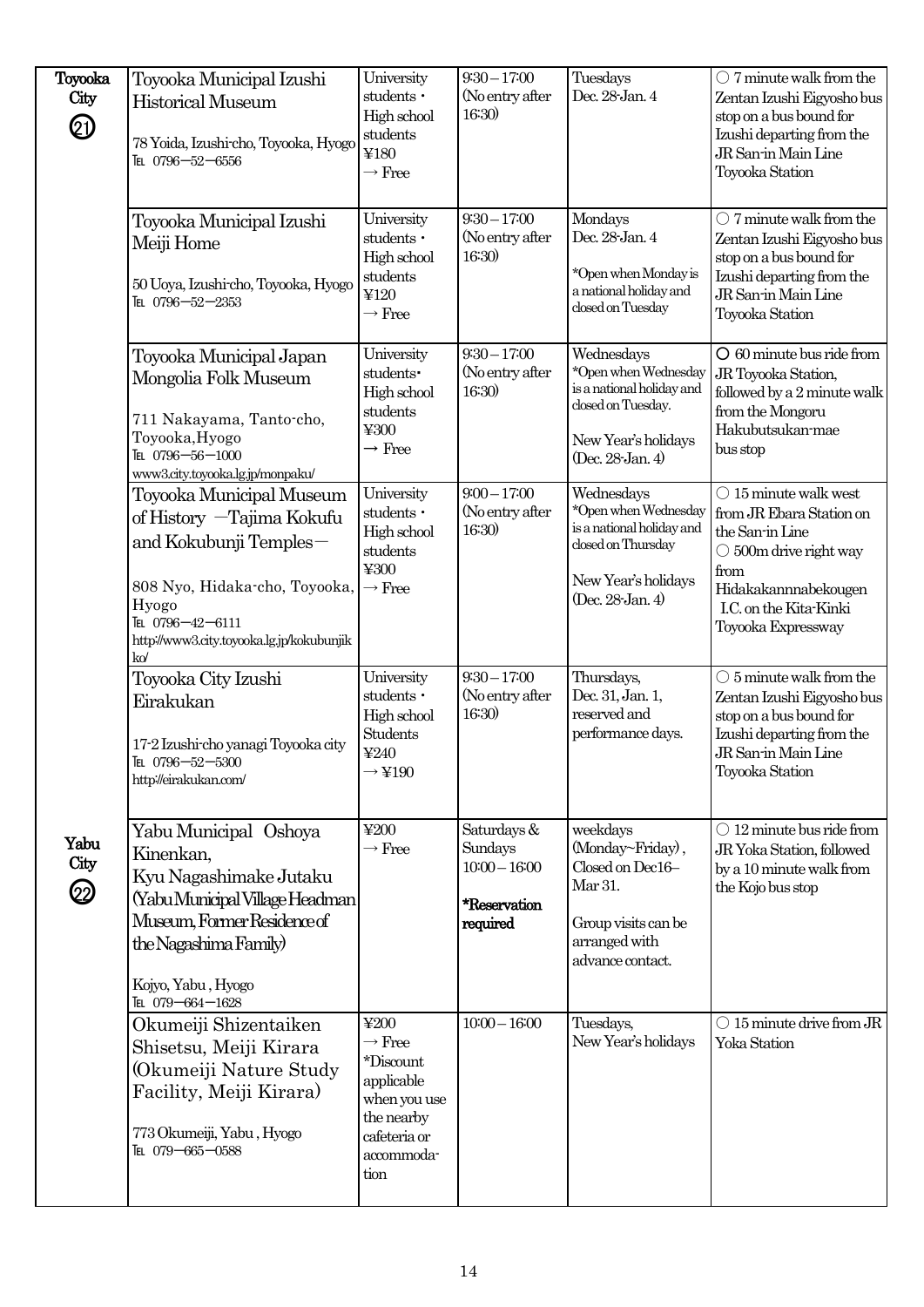| | | | | | |
|---|---|---|---|---|---|
| Toyooka City ㉑ | Toyooka Municipal Izushi Historical Museum<br><br>78 Yoida, Izushi-cho, Toyooka, Hyogo<br>TEL 0796－52－6556 | University students・High school students ¥180 → Free | 9:30－17:00 (No entry after 16:30) | Tuesdays<br>Dec. 28-Jan. 4 | ○ 7 minute walk from the Zentan Izushi Eigyosho bus stop on a bus bound for Izushi departing from the JR San-in Main Line Toyooka Station |
| | Toyooka Municipal Izushi Meiji Home<br><br>50 Uoya, Izushi-cho, Toyooka, Hyogo<br>TEL 0796－52－2353 | University students・High school students ¥120 → Free | 9:30－17:00 (No entry after 16:30) | Mondays<br>Dec. 28-Jan. 4<br><br>*Open when Monday is a national holiday and closed on Tuesday | ○ 7 minute walk from the Zentan Izushi Eigyosho bus stop on a bus bound for Izushi departing from the JR San-in Main Line Toyooka Station |
| | Toyooka Municipal Japan Mongolia Folk Museum<br><br>711 Nakayama, Tanto-cho, Toyooka,Hyogo<br>TEL 0796－56－1000<br>www3.city.toyooka.lg.jp/monpaku/ | University students・High school students ¥300 → Free | 9:30－17:00 (No entry after 16:30) | Wednesdays<br>*Open when Wednesday is a national holiday and closed on Tuesday.<br><br>New Year's holidays (Dec. 28-Jan. 4) | ○ 60 minute bus ride from JR Toyooka Station, followed by a 2 minute walk from the Mongoru Hakubutsukan-mae bus stop |
| | Toyooka Municipal Museum of History －Tajima Kokufu and Kokubunji Temples－<br><br>808 Nyo, Hidaka-cho, Toyooka, Hyogo<br>TEL 0796－42－6111<br>http://www3.city.toyooka.lg.jp/kokubunjiko/ | University students・High school students ¥300 → Free | 9:00－17:00 (No entry after 16:30) | Wednesdays<br>*Open when Wednesday is a national holiday and closed on Thursday<br><br>New Year's holidays (Dec. 28-Jan. 4) | ○ 15 minute walk west from JR Ebara Station on the San-in Line<br>○ 500m drive right way from Hidakakannnabekougen I.C. on the Kita-Kinki Toyooka Expressway |
| | Toyooka City Izushi Eirakukan<br><br>17-2 Izushi-cho yanagi Toyooka city<br>TEL 0796－52－5300<br>http://eirakukan.com/ | University students・High school Students ¥240 → ¥190 | 9:30－17:00 (No entry after 16:30) | Thursdays, Dec. 31, Jan. 1, reserved and performance days. | ○ 5 minute walk from the Zentan Izushi Eigyosho bus stop on a bus bound for Izushi departing from the JR San-in Main Line Toyooka Station |
| Yabu City ㉒ | Yabu Municipal Oshoya Kinenkan, Kyu Nagashimake Jutaku (Yabu Municipal Village Headman Museum, Former Residence of the Nagashima Family)<br><br>Kojyo, Yabu , Hyogo<br>TEL 079－664－1628 | ¥200 → Free | Saturdays & Sundays 10:00－16:00<br><br>**\*Reservation required** | weekdays (Monday~Friday) , Closed on Dec16–Mar 31.<br><br>Group visits can be arranged with advance contact. | ○ 12 minute bus ride from JR Yoka Station, followed by a 10 minute walk from the Kojo bus stop |
| | Okumeiji Shizentaiken Shisetsu, Meiji Kirara (Okumeiji Nature Study Facility, Meiji Kirara)<br><br>773 Okumeiji, Yabu , Hyogo<br>TEL 079－665－0588 | ¥200 → Free<br>*Discount applicable when you use the nearby cafeteria or accommoda-tion | 10:00－16:00 | Tuesdays, New Year's holidays | ○ 15 minute drive from JR Yoka Station |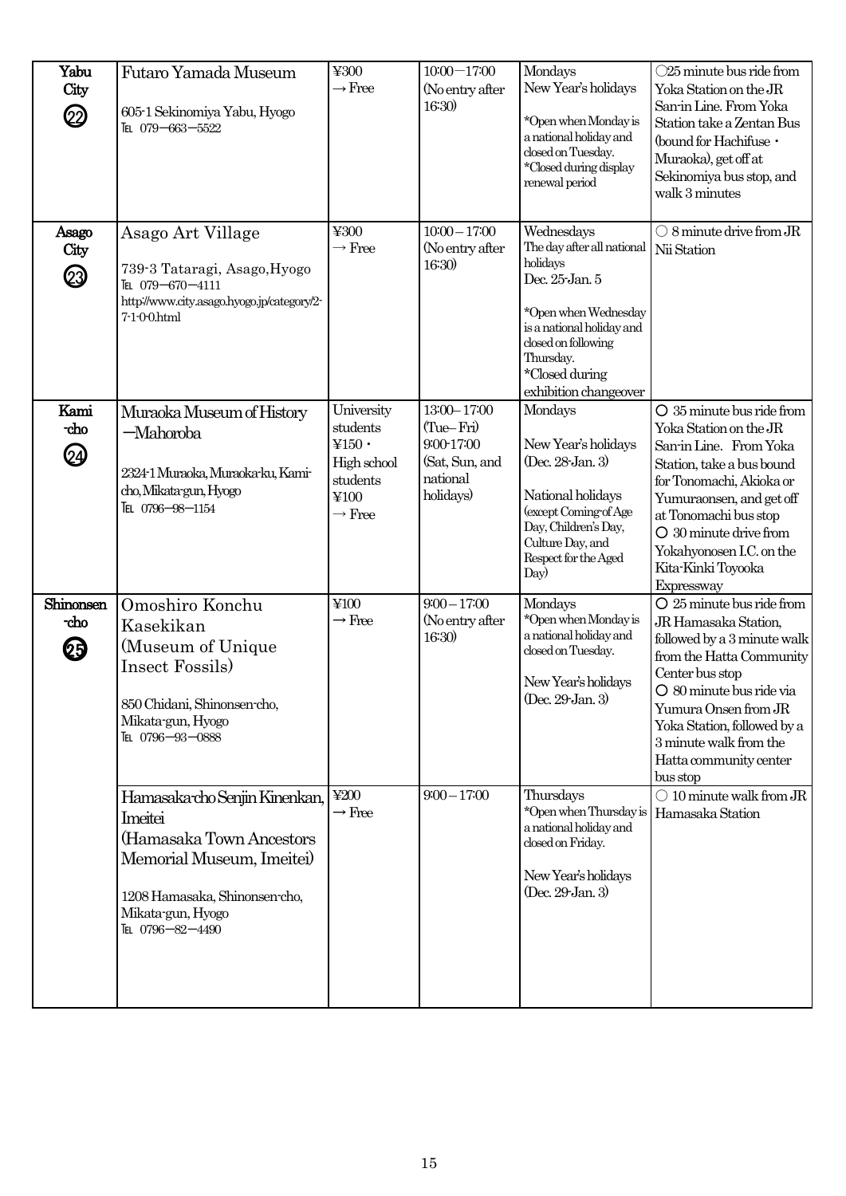| | | | | | |
|---|---|---|---|---|---|
| Yabu City ㉒ | Futaro Yamada Museum<br><br>605-1 Sekinomiya Yabu, Hyogo<br>TEL 079−663−5522 | ¥300<br>→ Free | 10:00−17:00<br>(No entry after 16:30) | Mondays<br>New Year's holidays<br><br>*Open when Monday is a national holiday and closed on Tuesday.<br>*Closed during display renewal period | ○25 minute bus ride from Yoka Station on the JR San-in Line. From Yoka Station take a Zentan Bus (bound for Hachifuse・Muraoka), get off at Sekinomiya bus stop, and walk 3 minutes |
| Asago City ㉓ | Asago Art Village<br><br>739-3 Tataragi, Asago,Hyogo<br>TEL 079−670−4111<br>http://www.city.asago.hyogo.jp/category/2-7-1-0-0.html | ¥300<br>→ Free | 10:00 – 17:00<br>(No entry after 16:30) | Wednesdays<br>The day after all national holidays<br>Dec. 25-Jan. 5<br><br>*Open when Wednesday is a national holiday and closed on following Thursday.<br>*Closed during exhibition changeover | ○ 8 minute drive from JR Nii Station |
| Kami -cho ㉔ | Muraoka Museum of History −Mahoroba<br><br>2324-1 Muraoka, Muraoka-ku, Kami-cho, Mikata-gun, Hyogo<br>TEL 0796−98−1154 | University students ¥150・High school students ¥100<br>→ Free | 13:00– 17:00 (Tue– Fri)<br>9:00-17:00 (Sat, Sun, and national holidays) | Mondays<br><br>New Year's holidays (Dec. 28-Jan. 3)<br><br>National holidays (except Coming-of Age Day, Children's Day, Culture Day, and Respect for the Aged Day) | ○ 35 minute bus ride from Yoka Station on the JR San-in Line. From Yoka Station, take a bus bound for Tonomachi, Akioka or Yumuraonsen, and get off at Tonomachi bus stop<br>○ 30 minute drive from Yokahyonosen I.C. on the Kita-Kinki Toyooka Expressway |
| Shinonsen -cho ㉕ | Omoshiro Konchu Kasekikan (Museum of Unique Insect Fossils)<br><br>850 Chidani, Shinonsen-cho, Mikata-gun, Hyogo<br>TEL 0796−93−0888 | ¥100<br>→ Free | 9:00 – 17:00<br>(No entry after 16:30) | Mondays<br>*Open when Monday is a national holiday and closed on Tuesday.<br><br>New Year's holidays (Dec. 29-Jan. 3) | ○ 25 minute bus ride from JR Hamasaka Station, followed by a 3 minute walk from the Hatta Community Center bus stop<br>○ 80 minute bus ride via Yumura Onsen from JR Yoka Station, followed by a 3 minute walk from the Hatta community center bus stop |
| | Hamasaka-cho Senjin Kinenkan, Imeitei (Hamasaka Town Ancestors Memorial Museum, Imeitei)<br><br>1208 Hamasaka, Shinonsen-cho, Mikata-gun, Hyogo<br>TEL 0796−82−4490 | ¥200<br>→ Free | 9:00 – 17:00 | Thursdays<br>*Open when Thursday is a national holiday and closed on Friday.<br><br>New Year's holidays (Dec. 29-Jan. 3) | ○ 10 minute walk from JR Hamasaka Station |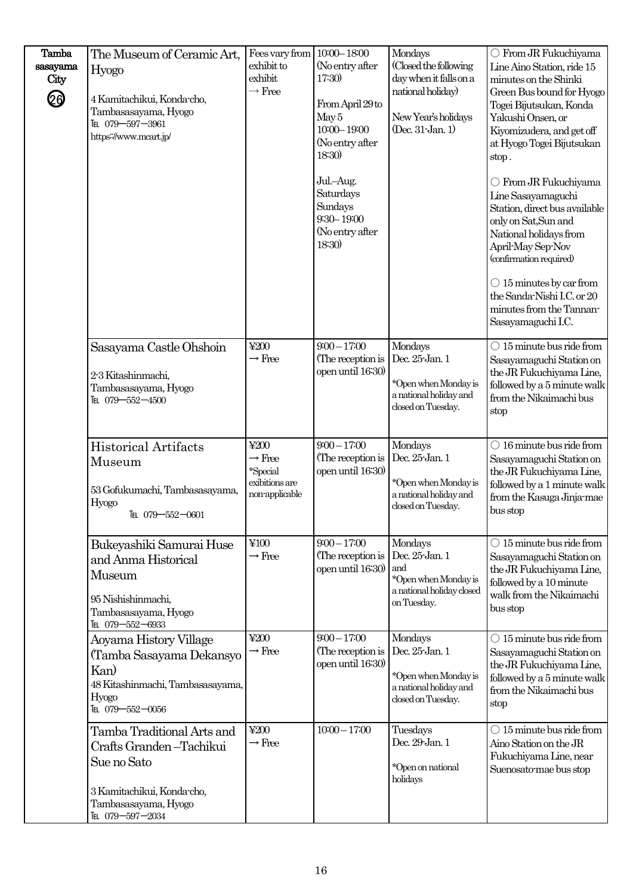| Tamba sasayama City ㉖ | The Museum of Ceramic Art, Hyogo<br><br>4 Kamitachikui, Konda-cho, Tambasasayama, Hyogo<br>TEL 079−597−3961<br>https://www.mcart.jp/ | Fees vary from exhibit to exhibit<br>→ Free | 10:00– 18:00<br>(No entry after 17:30)<br><br>From April 29 to May 5<br>10:00– 19:00<br>(No entry after 18:30)<br><br>Jul.–Aug.<br>Saturdays<br>Sundays<br>9:30– 19:00<br>(No entry after 18:30) | Mondays<br>(Closed the following day when it falls on a national holiday)<br><br>New Year's holidays (Dec. 31-Jan. 1) | ○ From JR Fukuchiyama Line Aino Station, ride 15 minutes on the Shinki Green Bus bound for Hyogo Togei Bijutsukan, Konda Yakushi Onsen, or Kiyomizudera, and get off at Hyogo Togei Bijutsukan stop .<br><br>○ From JR Fukuchiyama Line Sasayamaguchi Station, direct bus available only on Sat,Sun and National holidays from April-May Sep-Nov (confirmation required)<br><br>○ 15 minutes by car from the Sanda-Nishi I.C. or 20 minutes from the Tannan-Sasayamaguchi I.C. |
|---|---|---|---|---|---|
| | Sasayama Castle Ohshoin<br><br>2-3 Kitashinmachi, Tambasasayama, Hyogo<br>TEL 079−552−4500 | ¥200<br>→ Free | 9:00 – 17:00<br>(The reception is open until 16:30) | Mondays<br>Dec. 25-Jan. 1<br><br>*Open when Monday is a national holiday and closed on Tuesday. | ○ 15 minute bus ride from Sasayamaguchi Station on the JR Fukuchiyama Line, followed by a 5 minute walk from the Nikaimachi bus stop |
| | Historical Artifacts Museum<br><br>53 Gofukumachi, Tambasasayama, Hyogo<br>TEL 079−552−0601 | ¥200<br>→ Free<br>*Special exibitions are non-applicable | 9:00 – 17:00<br>(The reception is open until 16:30) | Mondays<br>Dec. 25-Jan. 1<br><br>*Open when Monday is a national holiday and closed on Tuesday. | ○ 16 minute bus ride from Sasayamaguchi Station on the JR Fukuchiyama Line, followed by a 1 minute walk from the Kasuga Jinja-mae bus stop |
| | Bukeyashiki Samurai Huse and Anma Historical Museum<br><br>95 Nishishinmachi, Tambasasayama, Hyogo<br>TEL 079−552−6933 | ¥100<br>→ Free | 9:00 – 17:00<br>(The reception is open until 16:30) | Mondays<br>Dec. 25-Jan. 1<br>and<br>*Open when Monday is a national holiday closed on Tuesday. | ○ 15 minute bus ride from Sasayamaguchi Station on the JR Fukuchiyama Line, followed by a 10 minute walk from the Nikaimachi bus stop |
| | Aoyama History Village (Tamba Sasayama Dekansyo Kan)<br>48 Kitashinmachi, Tambasasayama, Hyogo<br>TEL 079−552−0056 | ¥200<br>→ Free | 9:00 – 17:00<br>(The reception is open until 16:30) | Mondays<br>Dec. 25-Jan. 1<br><br>*Open when Monday is a national holiday and closed on Tuesday. | ○ 15 minute bus ride from Sasayamaguchi Station on the JR Fukuchiyama Line, followed by a 5 minute walk from the Nikaimachi bus stop |
| | Tamba Traditional Arts and Crafts Granden –Tachikui Sue no Sato<br><br>3 Kamitachikui, Konda-cho, Tambasasayama, Hyogo<br>TEL 079−597−2034 | ¥200<br>→ Free | 10:00 – 17:00 | Tuesdays<br>Dec. 29-Jan. 1<br><br>*Open on national holidays | ○ 15 minute bus ride from Aino Station on the JR Fukuchiyama Line, near Suenosato-mae bus stop |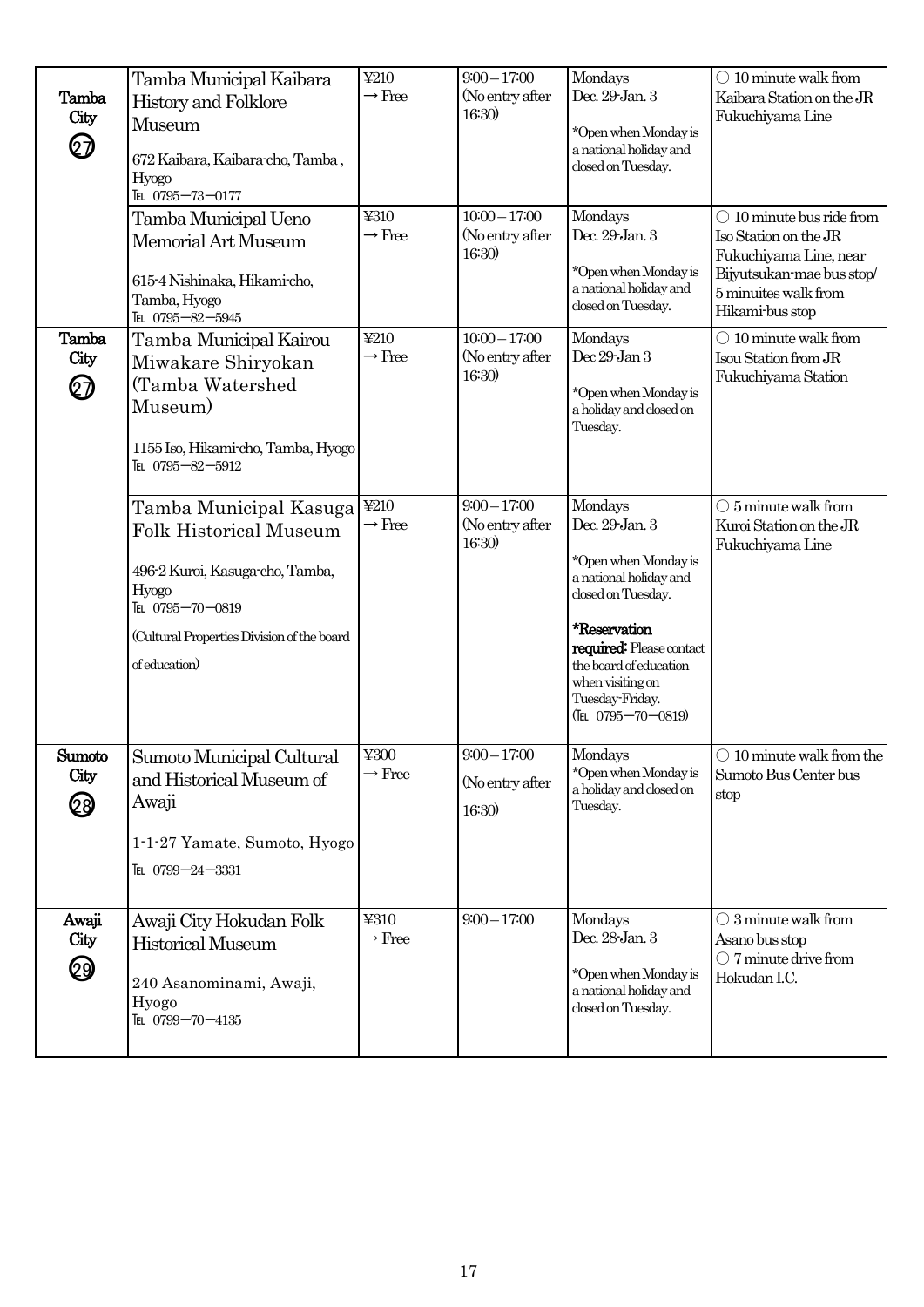| | | | | | |
|---|---|---|---|---|---|
| Tamba City ㉗ | Tamba Municipal Kaibara History and Folklore Museum<br><br>672 Kaibara, Kaibara-cho, Tamba , Hyogo<br>TEL 0795－73－0177 | ¥210<br>→ Free | 9:00 – 17:00<br>(No entry after 16:30) | Mondays<br>Dec. 29-Jan. 3<br><br>*Open when Monday is a national holiday and closed on Tuesday. | ○ 10 minute walk from Kaibara Station on the JR Fukuchiyama Line |
| | Tamba Municipal Ueno Memorial Art Museum<br><br>615-4 Nishinaka, Hikami-cho, Tamba, Hyogo<br>TEL 0795－82－5945 | ¥310<br>→ Free | 10:00 – 17:00<br>(No entry after 16:30) | Mondays<br>Dec. 29-Jan. 3<br><br>*Open when Monday is a national holiday and closed on Tuesday. | ○ 10 minute bus ride from Iso Station on the JR Fukuchiyama Line, near Bijyutsukan-mae bus stop/ 5 minuites walk from Hikami-bus stop |
| Tamba City ㉗ | Tamba Municipal Kairou Miwakare Shiryokan (Tamba Watershed Museum)<br><br>1155 Iso, Hikami-cho, Tamba, Hyogo<br>TEL 0795－82－5912 | ¥210<br>→ Free | 10:00 – 17:00<br>(No entry after 16:30) | Mondays<br>Dec 29-Jan 3<br><br>*Open when Monday is a holiday and closed on Tuesday. | ○ 10 minute walk from Isou Station from JR Fukuchiyama Station |
| | Tamba Municipal Kasuga Folk Historical Museum<br><br>496-2 Kuroi, Kasuga-cho, Tamba, Hyogo<br>TEL 0795－70－0819<br><br>(Cultural Properties Division of the board of education) | ¥210<br>→ Free | 9:00 – 17:00<br>(No entry after 16:30) | Mondays<br>Dec. 29-Jan. 3<br><br>*Open when Monday is a national holiday and closed on Tuesday.<br><br>***Reservation required:** Please contact the board of education when visiting on Tuesday-Friday.<br>(TEL 0795－70－0819) | ○ 5 minute walk from Kuroi Station on the JR Fukuchiyama Line |
| Sumoto City ㉘ | Sumoto Municipal Cultural and Historical Museum of Awaji<br><br>1-1-27 Yamate, Sumoto, Hyogo<br>TEL 0799－24－3331 | ¥300<br>→ Free | 9:00 – 17:00<br>(No entry after 16:30) | Mondays<br>*Open when Monday is a holiday and closed on Tuesday. | ○ 10 minute walk from the Sumoto Bus Center bus stop |
| Awaji City ㉙ | Awaji City Hokudan Folk Historical Museum<br><br>240 Asanominami, Awaji, Hyogo<br>TEL 0799－70－4135 | ¥310<br>→ Free | 9:00 – 17:00 | Mondays<br>Dec. 28-Jan. 3<br><br>*Open when Monday is a national holiday and closed on Tuesday. | ○ 3 minute walk from Asano bus stop<br>○ 7 minute drive from Hokudan I.C. |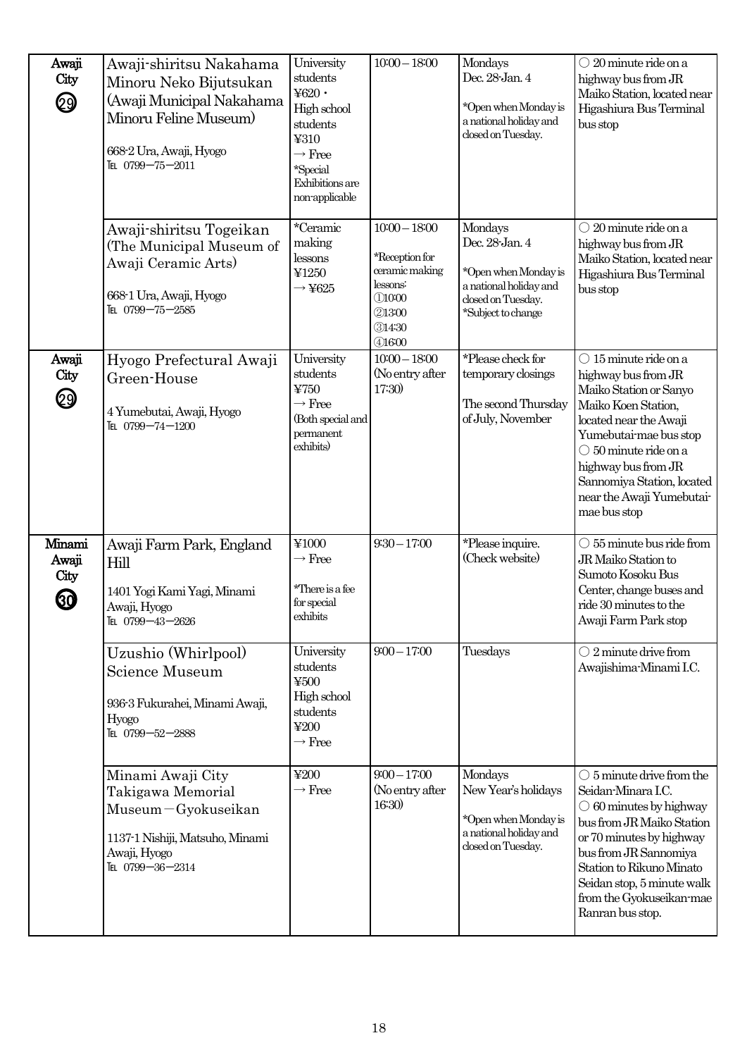| | | | | | |
|---|---|---|---|---|---|
| Awaji City ㉙ | Awaji-shiritsu Nakahama Minoru Neko Bijutsukan (Awaji Municipal Nakahama Minoru Feline Museum)<br><br>668-2 Ura, Awaji, Hyogo<br>TEL 0799−75−2011 | University students ¥620・High school students ¥310 → Free *Special Exhibitions are non-applicable | 10:00 – 18:00 | Mondays<br>Dec. 28-Jan. 4<br><br>*Open when Monday is a national holiday and closed on Tuesday. | ○ 20 minute ride on a highway bus from JR Maiko Station, located near Higashiura Bus Terminal bus stop |
| | Awaji-shiritsu Togeikan (The Municipal Museum of Awaji Ceramic Arts)<br><br>668-1 Ura, Awaji, Hyogo<br>TEL 0799−75−2585 | *Ceramic making lessons ¥1250 → ¥625 | 10:00 – 18:00<br><br>*Reception for ceramic making lessons:<br>①10:00<br>②13:00<br>③14:30<br>④16:00 | Mondays<br>Dec. 28-Jan. 4<br><br>*Open when Monday is a national holiday and closed on Tuesday.<br>*Subject to change | ○ 20 minute ride on a highway bus from JR Maiko Station, located near Higashiura Bus Terminal bus stop |
| Awaji City ㉙ | Hyogo Prefectural Awaji Green-House<br><br>4 Yumebutai, Awaji, Hyogo<br>TEL 0799−74−1200 | University students ¥750 → Free (Both special and permanent exhibits) | 10:00 – 18:00 (No entry after 17:30) | *Please check for temporary closings<br><br>The second Thursday of July, November | ○ 15 minute ride on a highway bus from JR Maiko Station or Sanyo Maiko Koen Station, located near the Awaji Yumebutai-mae bus stop<br>○ 50 minute ride on a highway bus from JR Sannomiya Station, located near the Awaji Yumebutai-mae bus stop |
| Minami Awaji City ㉚ | Awaji Farm Park, England Hill<br><br>1401 Yogi Kami Yagi, Minami Awaji, Hyogo<br>TEL 0799−43−2626 | ¥1000 → Free<br><br>*There is a fee for special exhibits | 9:30 – 17:00 | *Please inquire. (Check website) | ○ 55 minute bus ride from JR Maiko Station to Sumoto Kosoku Bus Center, change buses and ride 30 minutes to the Awaji Farm Park stop |
| | Uzushio (Whirlpool) Science Museum<br><br>936-3 Fukurahei, Minami Awaji, Hyogo<br>TEL 0799−52−2888 | University students ¥500 High school students ¥200 → Free | 9:00 – 17:00 | Tuesdays | ○ 2 minute drive from Awajishima-Minami I.C. |
| | Minami Awaji City Takigawa Memorial Museum−Gyokuseikan<br><br>1137-1 Nishiji, Matsuho, Minami Awaji, Hyogo<br>TEL 0799−36−2314 | ¥200 → Free | 9:00 – 17:00 (No entry after 16:30) | Mondays<br>New Year's holidays<br><br>*Open when Monday is a national holiday and closed on Tuesday. | ○ 5 minute drive from the Seidan-Minara I.C.<br>○ 60 minutes by highway bus from JR Maiko Station or 70 minutes by highway bus from JR Sannomiya Station to Rikuno Minato Seidan stop, 5 minute walk from the Gyokuseikan-mae Ranran bus stop. |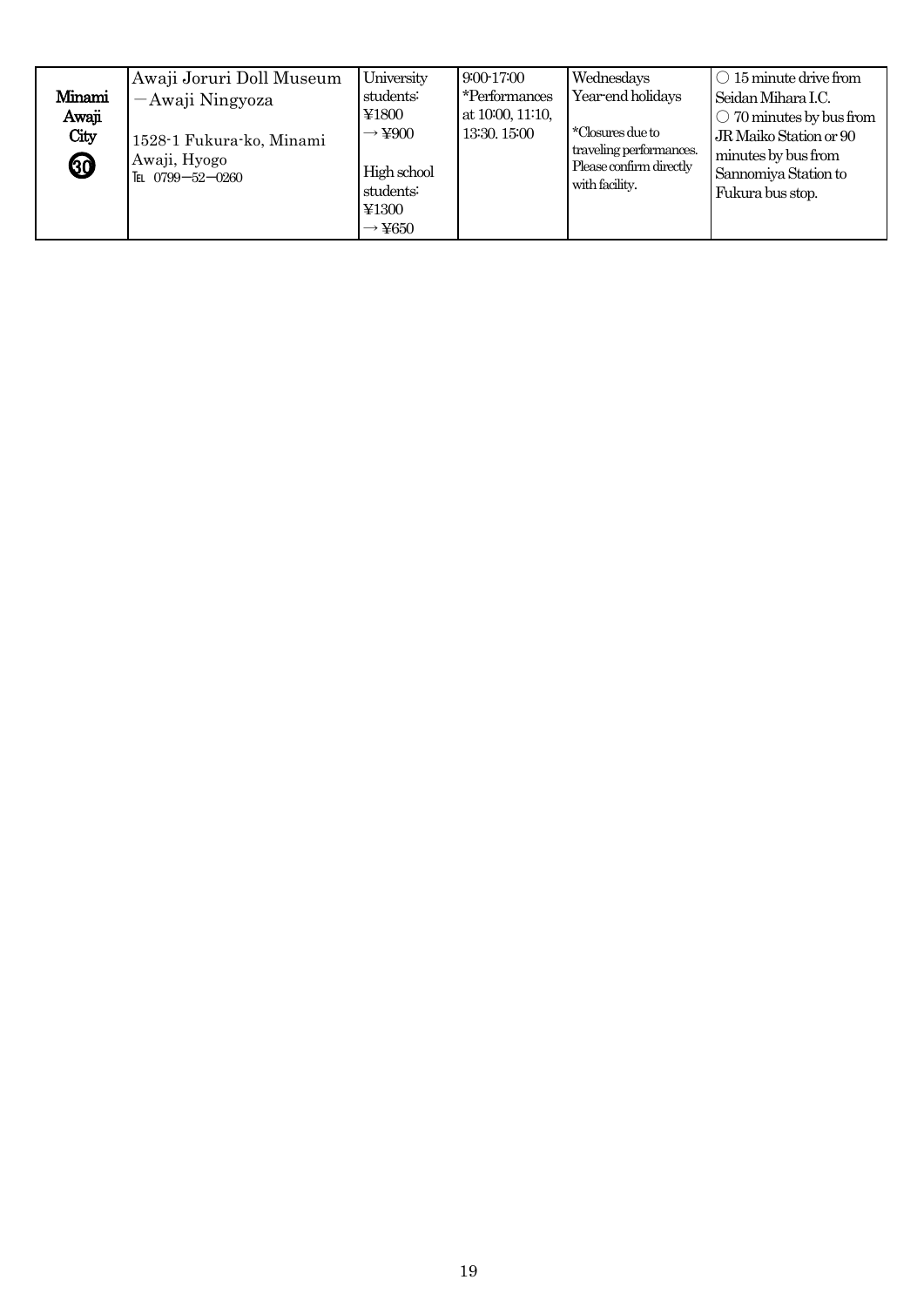| Minami Awaji City ㉚ | Awaji Joruri Doll Museum －Awaji Ningyoza<br><br>1528-1 Fukura-ko, Minami Awaji, Hyogo<br>TEL 0799－52－0260 | University students: ¥1800 → ¥900<br><br>High school students: ¥1300 → ¥650 | 9:00-17:00<br>*Performances at 10:00, 11:10, 13:30. 15:00 | Wednesdays<br>Year-end holidays<br><br>*Closures due to traveling performances. Please confirm directly with facility. | ○ 15 minute drive from Seidan Mihara I.C.<br>○ 70 minutes by bus from JR Maiko Station or 90 minutes by bus from Sannomiya Station to Fukura bus stop. |
|---|---|---|---|---|---|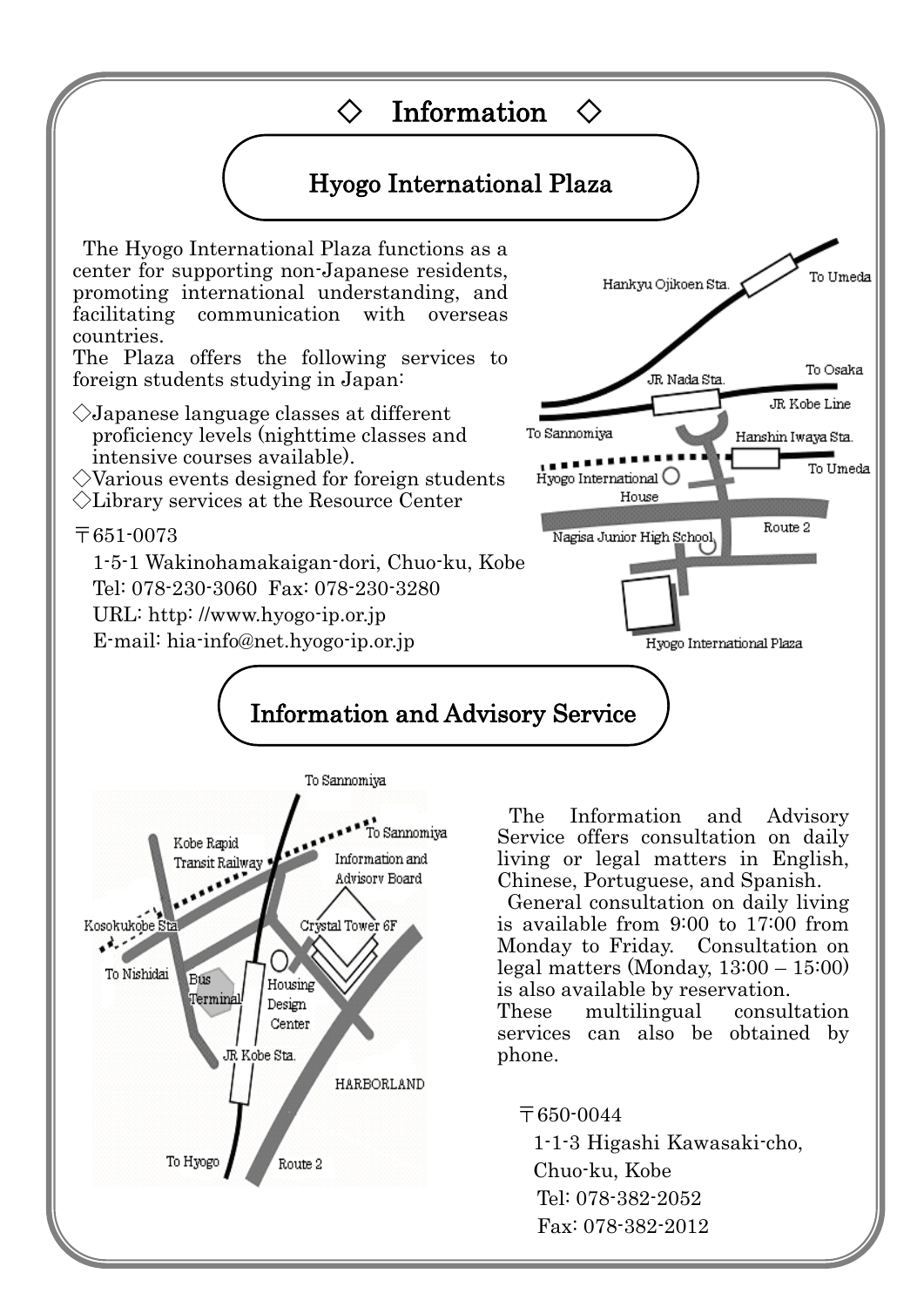# ◇ Information ◇

## Hyogo International Plaza

The Hyogo International Plaza functions as a center for supporting non-Japanese residents, promoting international understanding, and facilitating communication with overseas countries.
The Plaza offers the following services to foreign students studying in Japan:

◇Japanese language classes at different proficiency levels (nighttime classes and intensive courses available).
◇Various events designed for foreign students
◇Library services at the Resource Center

〒651-0073
1-5-1 Wakinohamakaigan-dori, Chuo-ku, Kobe
Tel: 078-230-3060 Fax: 078-230-3280
URL: http: //www.hyogo-ip.or.jp
E-mail: hia-info@net.hyogo-ip.or.jp

Hankyu Ojikoen Sta.
To Umeda
JR Nada Sta.
To Osaka
JR Kobe Line
To Sannomiya
Hanshin Iwaya Sta.
To Umeda
Hyogo International House
Route 2
Nagisa Junior High School
Hyogo International Plaza

## Information and Advisory Service

To Sannomiya
To Sannomiya
Kobe Rapid Transit Railway
Information and Advisory Board
Kosokukobe Sta.
Crystal Tower 6F
To Nishidai
Bus Terminal
Housing Design Center
JR Kobe Sta.
HARBORLAND
To Hyogo
Route 2

The Information and Advisory Service offers consultation on daily living or legal matters in English, Chinese, Portuguese, and Spanish.
General consultation on daily living is available from 9:00 to 17:00 from Monday to Friday. Consultation on legal matters (Monday, 13:00 – 15:00) is also available by reservation.
These multilingual consultation services can also be obtained by phone.

〒650-0044
1-1-3 Higashi Kawasaki-cho,
Chuo-ku, Kobe
Tel: 078-382-2052
Fax: 078-382-2012